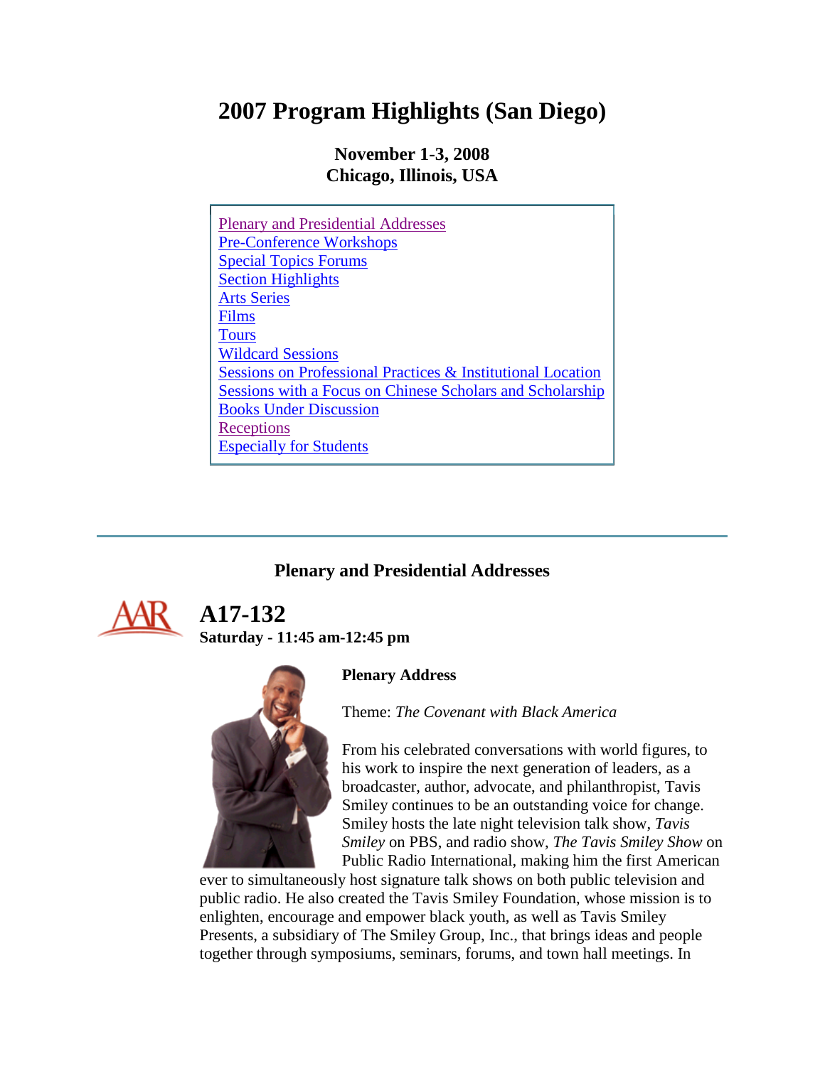# 2007 Program Highlights (San Diego)

**November 1-3, 2008**
**Chicago, Illinois, USA**

- Plenary and Presidential Addresses
- Pre-Conference Workshops
- Special Topics Forums
- Section Highlights
- Arts Series
- Films
- Tours
- Wildcard Sessions
- Sessions on Professional Practices & Institutional Location
- Sessions with a Focus on Chinese Scholars and Scholarship
- Books Under Discussion
- Receptions
- Especially for Students

---

## Plenary and Presidential Addresses

# A17-132

**Saturday - 11:45 am-12:45 pm**

**Plenary Address**

Theme: *The Covenant with Black America*

From his celebrated conversations with world figures, to his work to inspire the next generation of leaders, as a broadcaster, author, advocate, and philanthropist, Tavis Smiley continues to be an outstanding voice for change. Smiley hosts the late night television talk show, *Tavis Smiley* on PBS, and radio show, *The Tavis Smiley Show* on Public Radio International, making him the first American ever to simultaneously host signature talk shows on both public television and public radio. He also created the Tavis Smiley Foundation, whose mission is to enlighten, encourage and empower black youth, as well as Tavis Smiley Presents, a subsidiary of The Smiley Group, Inc., that brings ideas and people together through symposiums, seminars, forums, and town hall meetings. In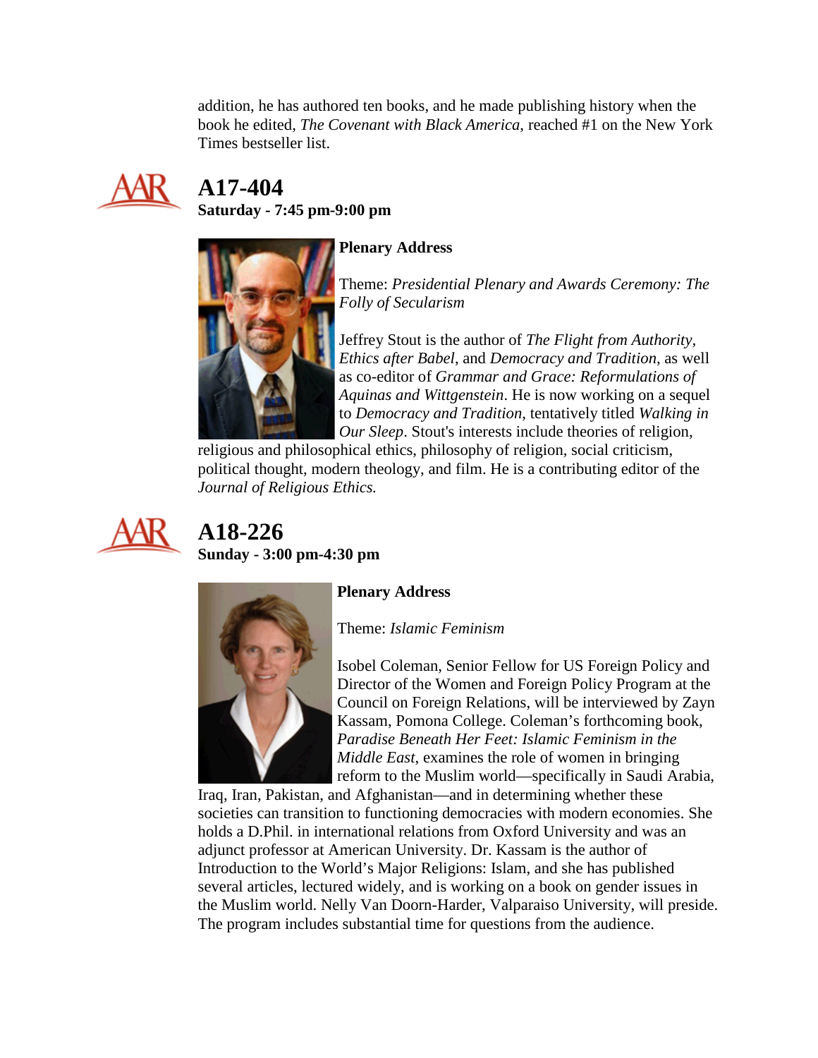addition, he has authored ten books, and he made publishing history when the book he edited, *The Covenant with Black America*, reached #1 on the New York Times bestseller list.

## A17-404

**Saturday - 7:45 pm-9:00 pm**

**Plenary Address**

Theme: *Presidential Plenary and Awards Ceremony: The Folly of Secularism*

Jeffrey Stout is the author of *The Flight from Authority*, *Ethics after Babel*, and *Democracy and Tradition*, as well as co-editor of *Grammar and Grace: Reformulations of Aquinas and Wittgenstein*. He is now working on a sequel to *Democracy and Tradition*, tentatively titled *Walking in Our Sleep*. Stout's interests include theories of religion, religious and philosophical ethics, philosophy of religion, social criticism, political thought, modern theology, and film. He is a contributing editor of the *Journal of Religious Ethics.*

## A18-226

**Sunday - 3:00 pm-4:30 pm**

**Plenary Address**

Theme: *Islamic Feminism*

Isobel Coleman, Senior Fellow for US Foreign Policy and Director of the Women and Foreign Policy Program at the Council on Foreign Relations, will be interviewed by Zayn Kassam, Pomona College. Coleman's forthcoming book, *Paradise Beneath Her Feet: Islamic Feminism in the Middle East*, examines the role of women in bringing reform to the Muslim world—specifically in Saudi Arabia, Iraq, Iran, Pakistan, and Afghanistan—and in determining whether these societies can transition to functioning democracies with modern economies. She holds a D.Phil. in international relations from Oxford University and was an adjunct professor at American University. Dr. Kassam is the author of Introduction to the World's Major Religions: Islam, and she has published several articles, lectured widely, and is working on a book on gender issues in the Muslim world. Nelly Van Doorn-Harder, Valparaiso University, will preside. The program includes substantial time for questions from the audience.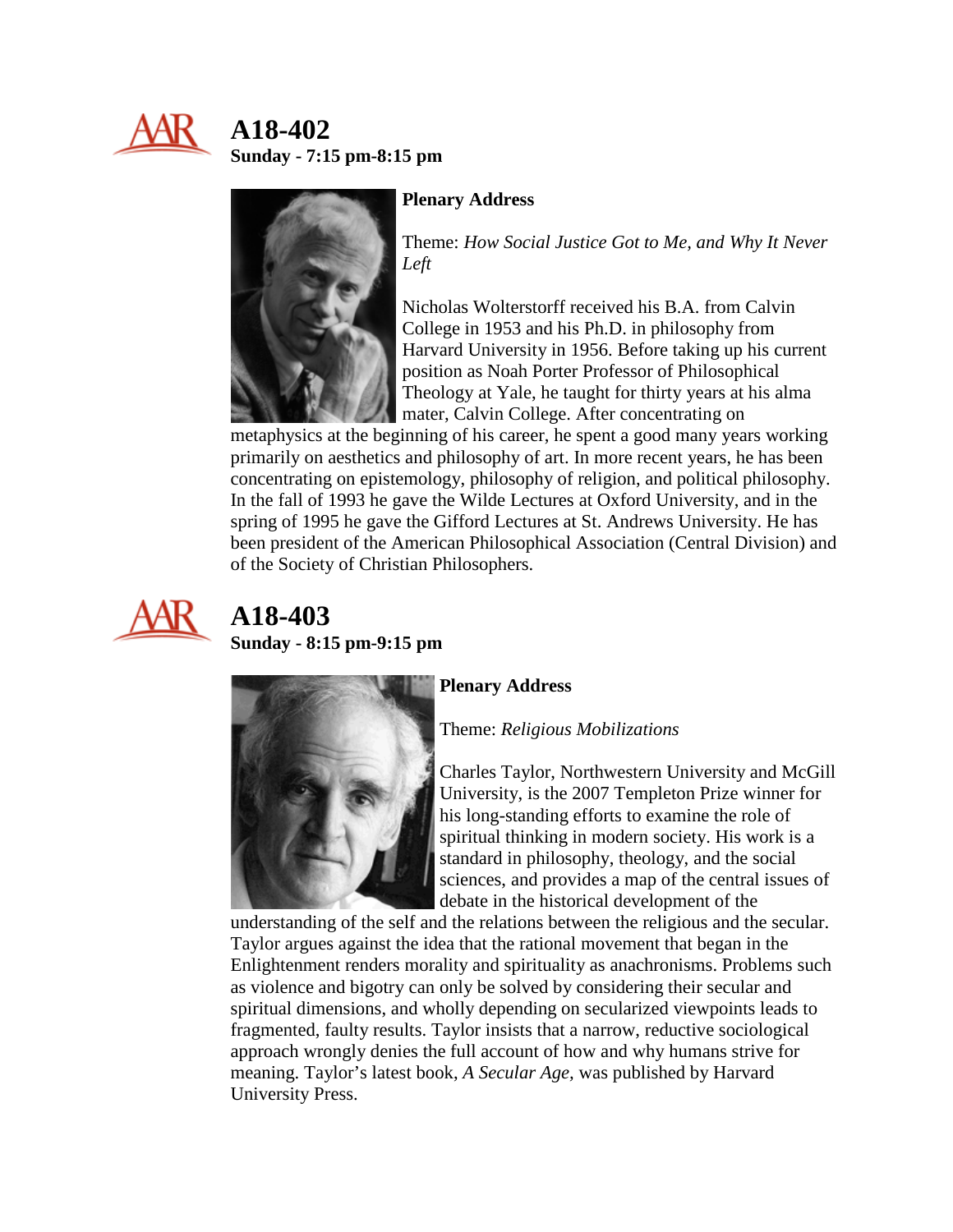## A18-402

**Sunday - 7:15 pm-8:15 pm**

**Plenary Address**

Theme: *How Social Justice Got to Me, and Why It Never Left*

Nicholas Wolterstorff received his B.A. from Calvin College in 1953 and his Ph.D. in philosophy from Harvard University in 1956. Before taking up his current position as Noah Porter Professor of Philosophical Theology at Yale, he taught for thirty years at his alma mater, Calvin College. After concentrating on metaphysics at the beginning of his career, he spent a good many years working primarily on aesthetics and philosophy of art. In more recent years, he has been concentrating on epistemology, philosophy of religion, and political philosophy. In the fall of 1993 he gave the Wilde Lectures at Oxford University, and in the spring of 1995 he gave the Gifford Lectures at St. Andrews University. He has been president of the American Philosophical Association (Central Division) and of the Society of Christian Philosophers.

## A18-403

**Sunday - 8:15 pm-9:15 pm**

**Plenary Address**

Theme: *Religious Mobilizations*

Charles Taylor, Northwestern University and McGill University, is the 2007 Templeton Prize winner for his long-standing efforts to examine the role of spiritual thinking in modern society. His work is a standard in philosophy, theology, and the social sciences, and provides a map of the central issues of debate in the historical development of the understanding of the self and the relations between the religious and the secular. Taylor argues against the idea that the rational movement that began in the Enlightenment renders morality and spirituality as anachronisms. Problems such as violence and bigotry can only be solved by considering their secular and spiritual dimensions, and wholly depending on secularized viewpoints leads to fragmented, faulty results. Taylor insists that a narrow, reductive sociological approach wrongly denies the full account of how and why humans strive for meaning. Taylor's latest book, *A Secular Age,* was published by Harvard University Press.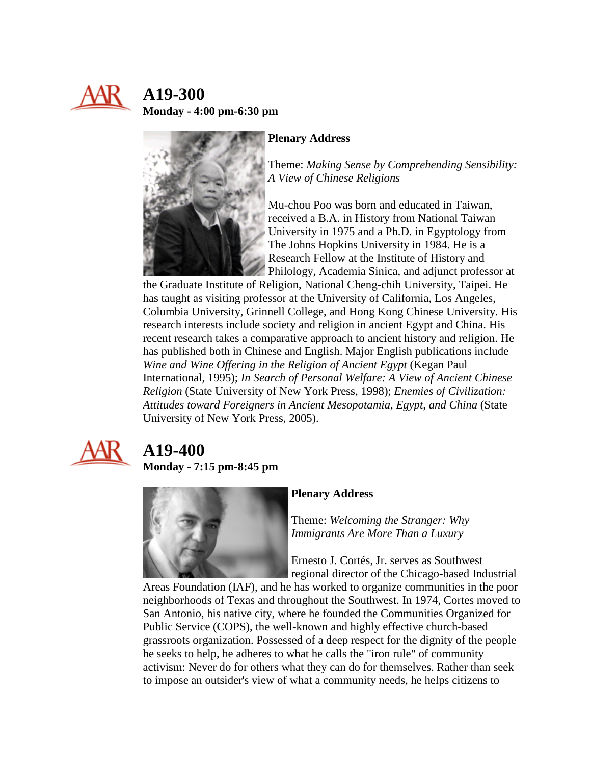## A19-300

**Monday - 4:00 pm-6:30 pm**

**Plenary Address**

Theme: *Making Sense by Comprehending Sensibility: A View of Chinese Religions*

Mu-chou Poo was born and educated in Taiwan, received a B.A. in History from National Taiwan University in 1975 and a Ph.D. in Egyptology from The Johns Hopkins University in 1984. He is a Research Fellow at the Institute of History and Philology, Academia Sinica, and adjunct professor at the Graduate Institute of Religion, National Cheng-chih University, Taipei. He has taught as visiting professor at the University of California, Los Angeles, Columbia University, Grinnell College, and Hong Kong Chinese University. His research interests include society and religion in ancient Egypt and China. His recent research takes a comparative approach to ancient history and religion. He has published both in Chinese and English. Major English publications include *Wine and Wine Offering in the Religion of Ancient Egypt* (Kegan Paul International, 1995); *In Search of Personal Welfare: A View of Ancient Chinese Religion* (State University of New York Press, 1998); *Enemies of Civilization: Attitudes toward Foreigners in Ancient Mesopotamia, Egypt, and China* (State University of New York Press, 2005).

## A19-400

**Monday - 7:15 pm-8:45 pm**

**Plenary Address**

Theme: *Welcoming the Stranger: Why Immigrants Are More Than a Luxury*

Ernesto J. Cortés, Jr. serves as Southwest regional director of the Chicago-based Industrial Areas Foundation (IAF), and he has worked to organize communities in the poor neighborhoods of Texas and throughout the Southwest. In 1974, Cortes moved to San Antonio, his native city, where he founded the Communities Organized for Public Service (COPS), the well-known and highly effective church-based grassroots organization. Possessed of a deep respect for the dignity of the people he seeks to help, he adheres to what he calls the "iron rule" of community activism: Never do for others what they can do for themselves. Rather than seek to impose an outsider's view of what a community needs, he helps citizens to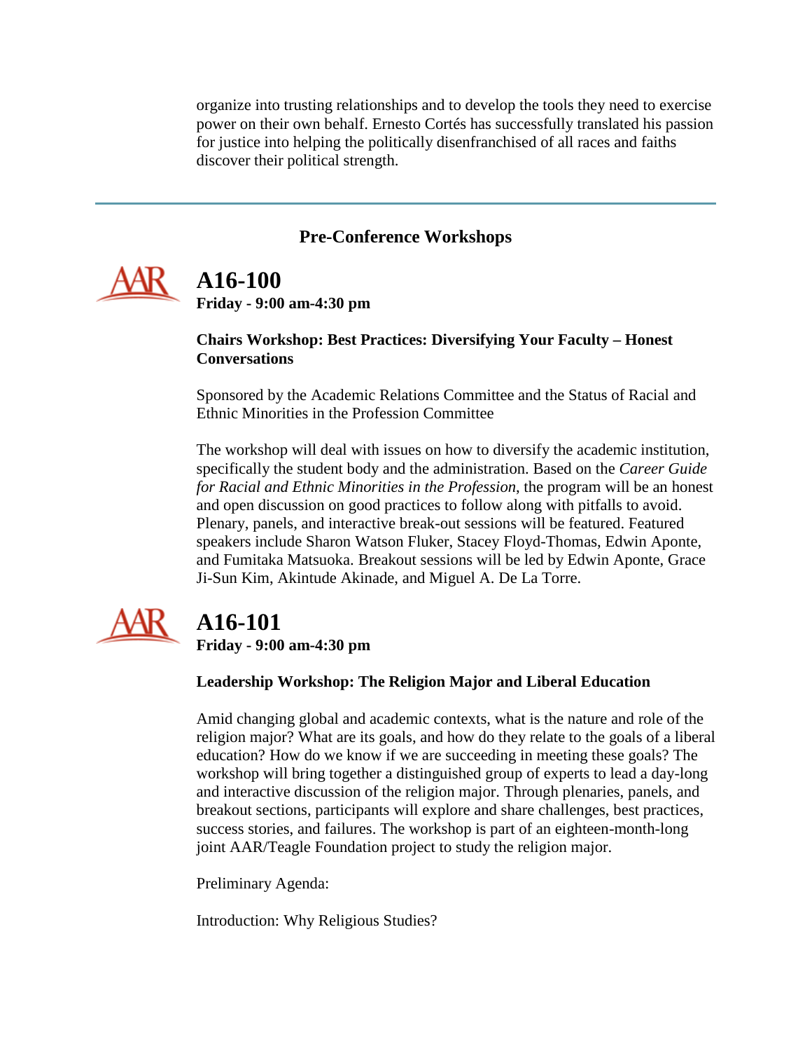organize into trusting relationships and to develop the tools they need to exercise power on their own behalf. Ernesto Cortés has successfully translated his passion for justice into helping the politically disenfranchised of all races and faiths discover their political strength.

---

## Pre-Conference Workshops

### A16-100

**Friday - 9:00 am-4:30 pm**

**Chairs Workshop: Best Practices: Diversifying Your Faculty – Honest Conversations**

Sponsored by the Academic Relations Committee and the Status of Racial and Ethnic Minorities in the Profession Committee

The workshop will deal with issues on how to diversify the academic institution, specifically the student body and the administration. Based on the *Career Guide for Racial and Ethnic Minorities in the Profession*, the program will be an honest and open discussion on good practices to follow along with pitfalls to avoid. Plenary, panels, and interactive break-out sessions will be featured. Featured speakers include Sharon Watson Fluker, Stacey Floyd-Thomas, Edwin Aponte, and Fumitaka Matsuoka. Breakout sessions will be led by Edwin Aponte, Grace Ji-Sun Kim, Akintude Akinade, and Miguel A. De La Torre.

### A16-101

**Friday - 9:00 am-4:30 pm**

**Leadership Workshop: The Religion Major and Liberal Education**

Amid changing global and academic contexts, what is the nature and role of the religion major? What are its goals, and how do they relate to the goals of a liberal education? How do we know if we are succeeding in meeting these goals? The workshop will bring together a distinguished group of experts to lead a day-long and interactive discussion of the religion major. Through plenaries, panels, and breakout sections, participants will explore and share challenges, best practices, success stories, and failures. The workshop is part of an eighteen-month-long joint AAR/Teagle Foundation project to study the religion major.

Preliminary Agenda:

Introduction: Why Religious Studies?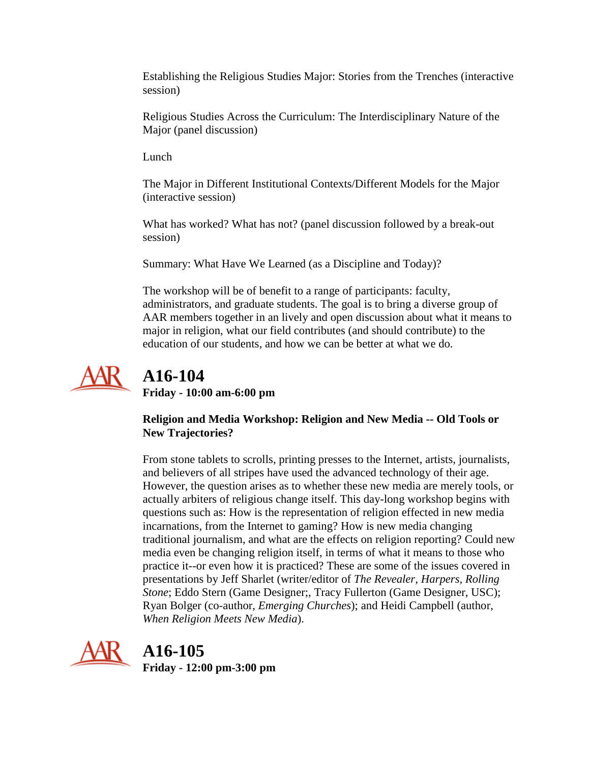Establishing the Religious Studies Major: Stories from the Trenches (interactive session)

Religious Studies Across the Curriculum: The Interdisciplinary Nature of the Major (panel discussion)

Lunch

The Major in Different Institutional Contexts/Different Models for the Major (interactive session)

What has worked? What has not? (panel discussion followed by a break-out session)

Summary: What Have We Learned (as a Discipline and Today)?

The workshop will be of benefit to a range of participants: faculty, administrators, and graduate students. The goal is to bring a diverse group of AAR members together in an lively and open discussion about what it means to major in religion, what our field contributes (and should contribute) to the education of our students, and how we can be better at what we do.

## A16-104

**Friday - 10:00 am-6:00 pm**

**Religion and Media Workshop: Religion and New Media -- Old Tools or New Trajectories?**

From stone tablets to scrolls, printing presses to the Internet, artists, journalists, and believers of all stripes have used the advanced technology of their age. However, the question arises as to whether these new media are merely tools, or actually arbiters of religious change itself. This day-long workshop begins with questions such as: How is the representation of religion effected in new media incarnations, from the Internet to gaming? How is new media changing traditional journalism, and what are the effects on religion reporting? Could new media even be changing religion itself, in terms of what it means to those who practice it--or even how it is practiced? These are some of the issues covered in presentations by Jeff Sharlet (writer/editor of *The Revealer, Harpers, Rolling Stone*; Eddo Stern (Game Designer;, Tracy Fullerton (Game Designer, USC); Ryan Bolger (co-author, *Emerging Churches*); and Heidi Campbell (author, *When Religion Meets New Media*).

## A16-105

**Friday - 12:00 pm-3:00 pm**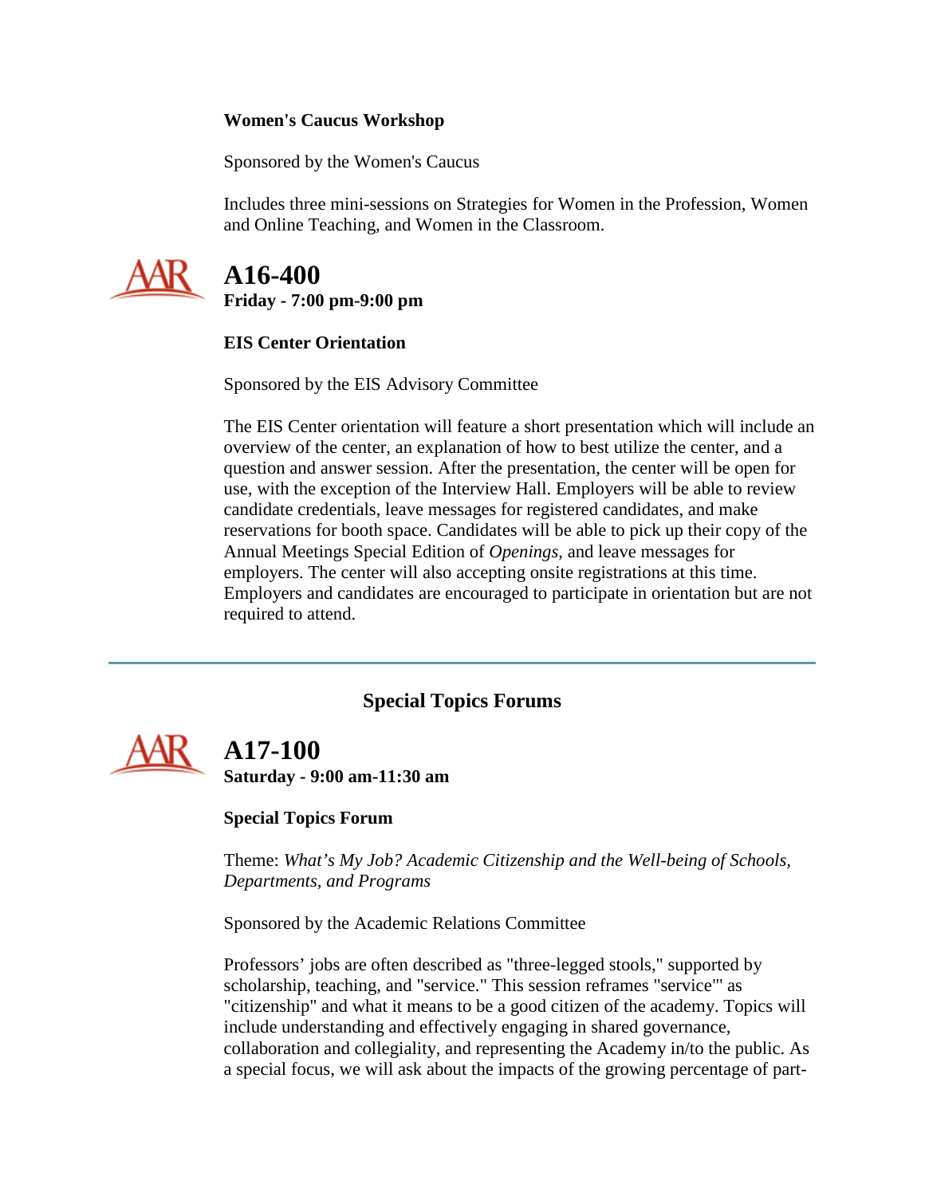**Women's Caucus Workshop**

Sponsored by the Women's Caucus

Includes three mini-sessions on Strategies for Women in the Profession, Women and Online Teaching, and Women in the Classroom.

## A16-400

**Friday - 7:00 pm-9:00 pm**

**EIS Center Orientation**

Sponsored by the EIS Advisory Committee

The EIS Center orientation will feature a short presentation which will include an overview of the center, an explanation of how to best utilize the center, and a question and answer session. After the presentation, the center will be open for use, with the exception of the Interview Hall. Employers will be able to review candidate credentials, leave messages for registered candidates, and make reservations for booth space. Candidates will be able to pick up their copy of the Annual Meetings Special Edition of *Openings*, and leave messages for employers. The center will also accepting onsite registrations at this time. Employers and candidates are encouraged to participate in orientation but are not required to attend.

---

### Special Topics Forums

## A17-100

**Saturday - 9:00 am-11:30 am**

**Special Topics Forum**

Theme: *What's My Job? Academic Citizenship and the Well-being of Schools, Departments, and Programs*

Sponsored by the Academic Relations Committee

Professors' jobs are often described as "three-legged stools," supported by scholarship, teaching, and "service." This session reframes "service"' as "citizenship" and what it means to be a good citizen of the academy. Topics will include understanding and effectively engaging in shared governance, collaboration and collegiality, and representing the Academy in/to the public. As a special focus, we will ask about the impacts of the growing percentage of part-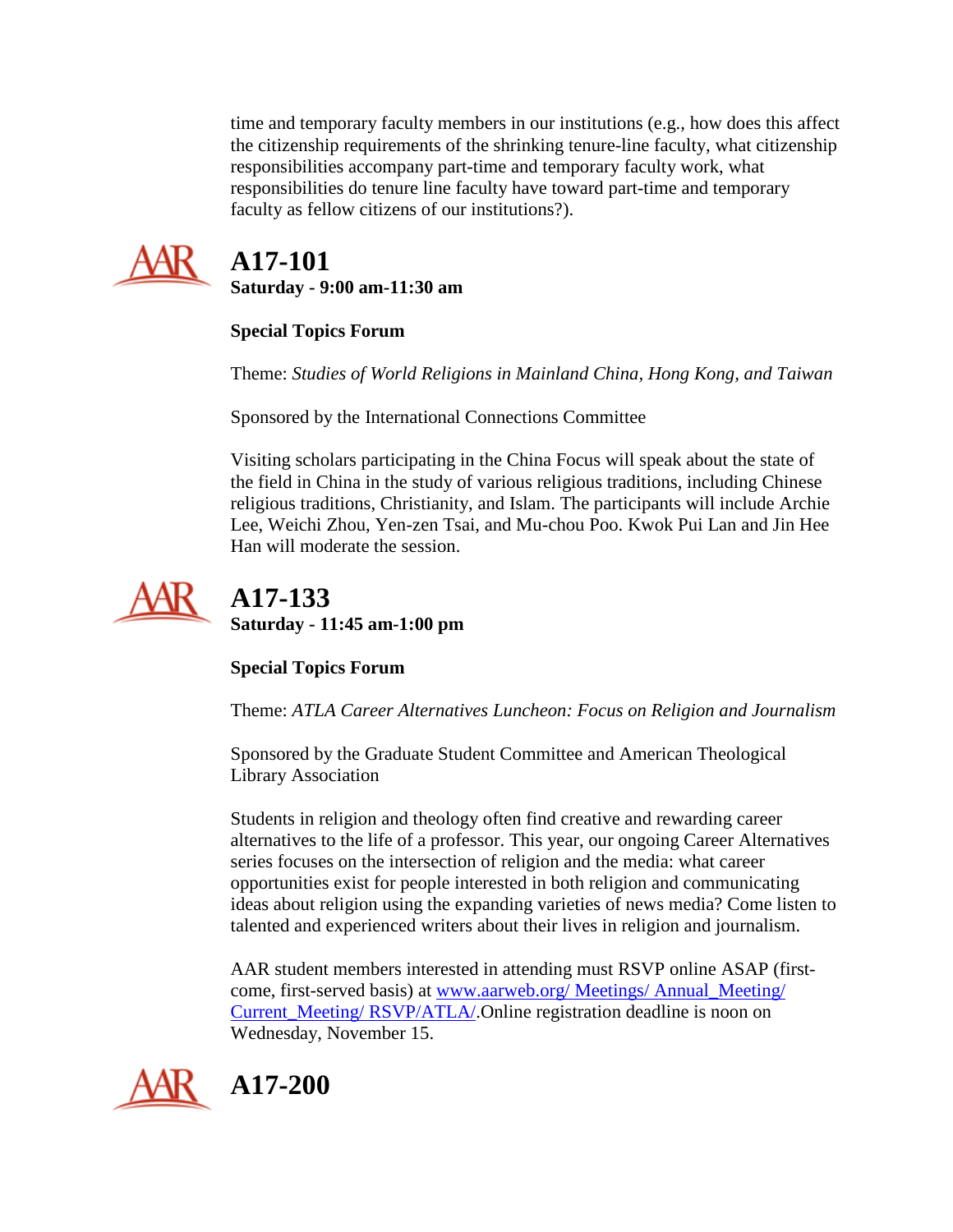time and temporary faculty members in our institutions (e.g., how does this affect the citizenship requirements of the shrinking tenure-line faculty, what citizenship responsibilities accompany part-time and temporary faculty work, what responsibilities do tenure line faculty have toward part-time and temporary faculty as fellow citizens of our institutions?).

## A17-101

**Saturday - 9:00 am-11:30 am**

**Special Topics Forum**

Theme: *Studies of World Religions in Mainland China, Hong Kong, and Taiwan*

Sponsored by the International Connections Committee

Visiting scholars participating in the China Focus will speak about the state of the field in China in the study of various religious traditions, including Chinese religious traditions, Christianity, and Islam. The participants will include Archie Lee, Weichi Zhou, Yen-zen Tsai, and Mu-chou Poo. Kwok Pui Lan and Jin Hee Han will moderate the session.

## A17-133

**Saturday - 11:45 am-1:00 pm**

**Special Topics Forum**

Theme: *ATLA Career Alternatives Luncheon: Focus on Religion and Journalism*

Sponsored by the Graduate Student Committee and American Theological Library Association

Students in religion and theology often find creative and rewarding career alternatives to the life of a professor. This year, our ongoing Career Alternatives series focuses on the intersection of religion and the media: what career opportunities exist for people interested in both religion and communicating ideas about religion using the expanding varieties of news media? Come listen to talented and experienced writers about their lives in religion and journalism.

AAR student members interested in attending must RSVP online ASAP (first-come, first-served basis) at www.aarweb.org/ Meetings/ Annual_Meeting/ Current_Meeting/ RSVP/ATLA/.Online registration deadline is noon on Wednesday, November 15.

## A17-200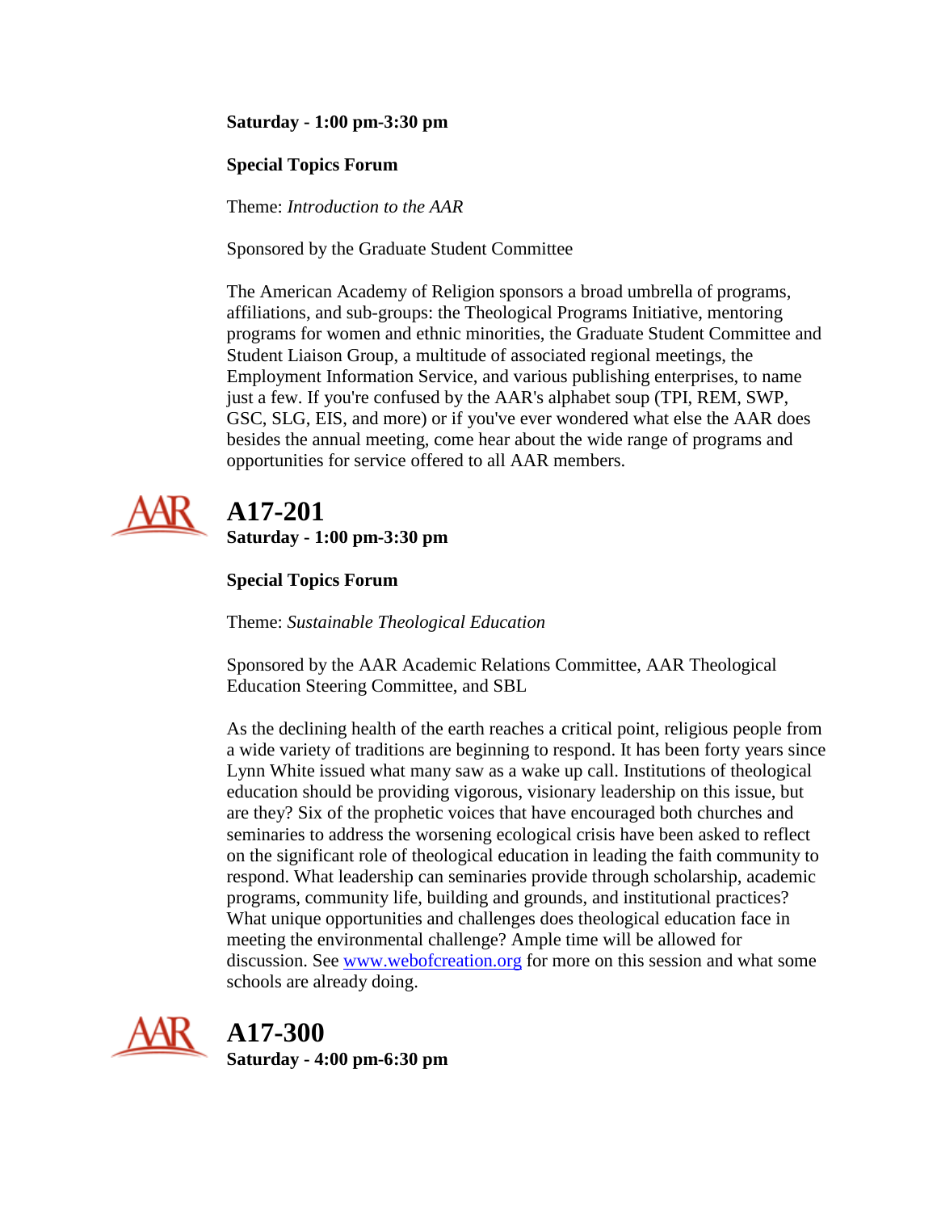**Saturday - 1:00 pm-3:30 pm**

**Special Topics Forum**

Theme: *Introduction to the AAR*

Sponsored by the Graduate Student Committee

The American Academy of Religion sponsors a broad umbrella of programs, affiliations, and sub-groups: the Theological Programs Initiative, mentoring programs for women and ethnic minorities, the Graduate Student Committee and Student Liaison Group, a multitude of associated regional meetings, the Employment Information Service, and various publishing enterprises, to name just a few. If you're confused by the AAR's alphabet soup (TPI, REM, SWP, GSC, SLG, EIS, and more) or if you've ever wondered what else the AAR does besides the annual meeting, come hear about the wide range of programs and opportunities for service offered to all AAR members.

# A17-201

**Saturday - 1:00 pm-3:30 pm**

**Special Topics Forum**

Theme: *Sustainable Theological Education*

Sponsored by the AAR Academic Relations Committee, AAR Theological Education Steering Committee, and SBL

As the declining health of the earth reaches a critical point, religious people from a wide variety of traditions are beginning to respond. It has been forty years since Lynn White issued what many saw as a wake up call. Institutions of theological education should be providing vigorous, visionary leadership on this issue, but are they? Six of the prophetic voices that have encouraged both churches and seminaries to address the worsening ecological crisis have been asked to reflect on the significant role of theological education in leading the faith community to respond. What leadership can seminaries provide through scholarship, academic programs, community life, building and grounds, and institutional practices? What unique opportunities and challenges does theological education face in meeting the environmental challenge? Ample time will be allowed for discussion. See www.webofcreation.org for more on this session and what some schools are already doing.

# A17-300

**Saturday - 4:00 pm-6:30 pm**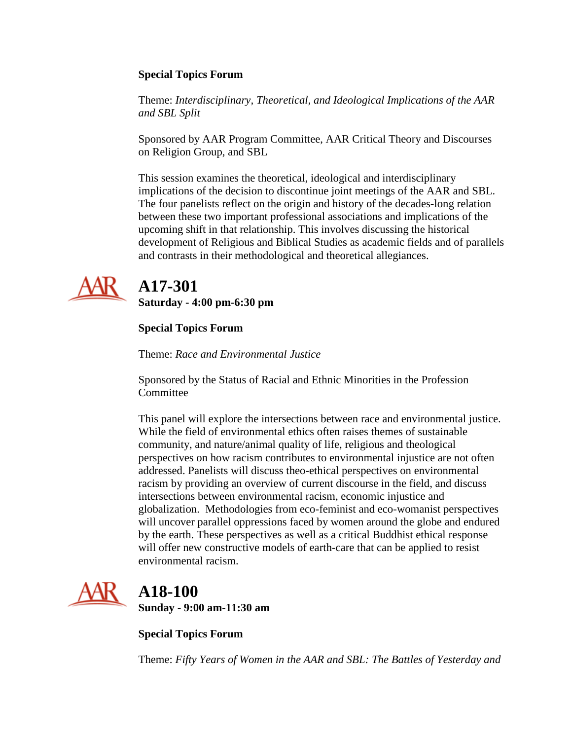**Special Topics Forum**

Theme: *Interdisciplinary, Theoretical, and Ideological Implications of the AAR and SBL Split*

Sponsored by AAR Program Committee, AAR Critical Theory and Discourses on Religion Group, and SBL

This session examines the theoretical, ideological and interdisciplinary implications of the decision to discontinue joint meetings of the AAR and SBL. The four panelists reflect on the origin and history of the decades-long relation between these two important professional associations and implications of the upcoming shift in that relationship. This involves discussing the historical development of Religious and Biblical Studies as academic fields and of parallels and contrasts in their methodological and theoretical allegiances.

## A17-301

**Saturday - 4:00 pm-6:30 pm**

**Special Topics Forum**

Theme: *Race and Environmental Justice*

Sponsored by the Status of Racial and Ethnic Minorities in the Profession Committee

This panel will explore the intersections between race and environmental justice. While the field of environmental ethics often raises themes of sustainable community, and nature/animal quality of life, religious and theological perspectives on how racism contributes to environmental injustice are not often addressed. Panelists will discuss theo-ethical perspectives on environmental racism by providing an overview of current discourse in the field, and discuss intersections between environmental racism, economic injustice and globalization. Methodologies from eco-feminist and eco-womanist perspectives will uncover parallel oppressions faced by women around the globe and endured by the earth. These perspectives as well as a critical Buddhist ethical response will offer new constructive models of earth-care that can be applied to resist environmental racism.

## A18-100

**Sunday - 9:00 am-11:30 am**

**Special Topics Forum**

Theme: *Fifty Years of Women in the AAR and SBL: The Battles of Yesterday and*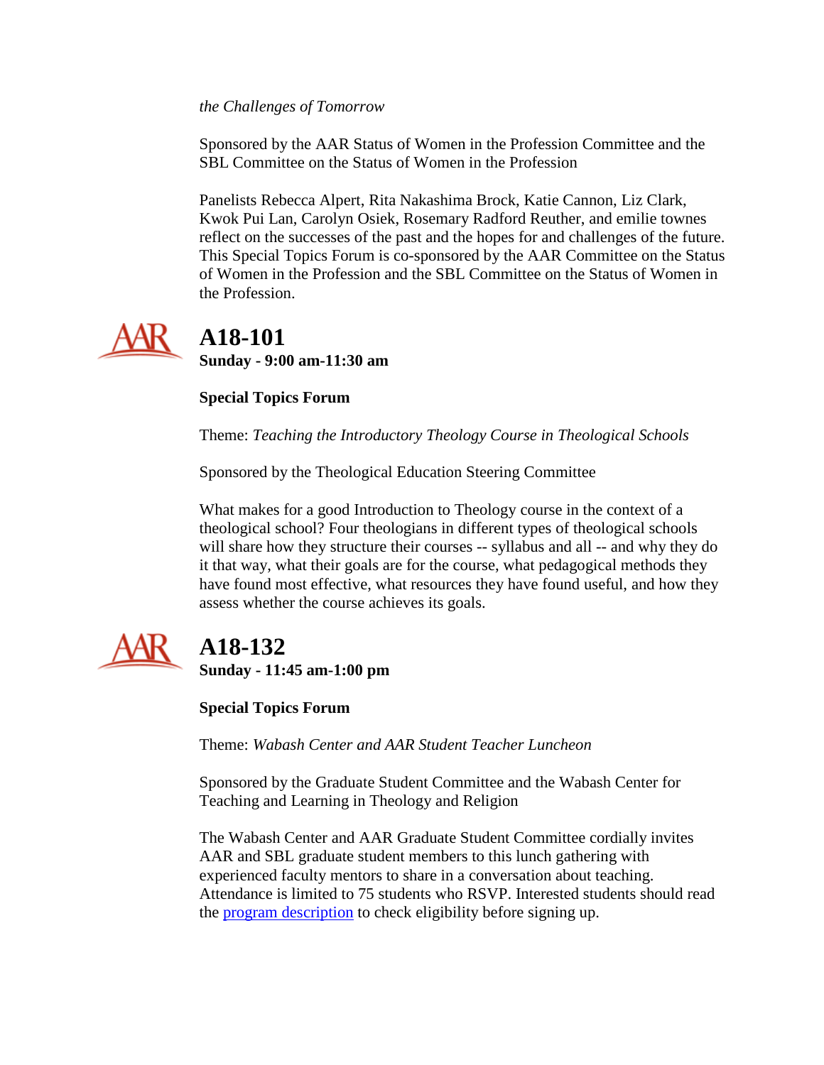*the Challenges of Tomorrow*

Sponsored by the AAR Status of Women in the Profession Committee and the SBL Committee on the Status of Women in the Profession

Panelists Rebecca Alpert, Rita Nakashima Brock, Katie Cannon, Liz Clark, Kwok Pui Lan, Carolyn Osiek, Rosemary Radford Reuther, and emilie townes reflect on the successes of the past and the hopes for and challenges of the future. This Special Topics Forum is co-sponsored by the AAR Committee on the Status of Women in the Profession and the SBL Committee on the Status of Women in the Profession.

## A18-101

**Sunday - 9:00 am-11:30 am**

**Special Topics Forum**

Theme: *Teaching the Introductory Theology Course in Theological Schools*

Sponsored by the Theological Education Steering Committee

What makes for a good Introduction to Theology course in the context of a theological school? Four theologians in different types of theological schools will share how they structure their courses -- syllabus and all -- and why they do it that way, what their goals are for the course, what pedagogical methods they have found most effective, what resources they have found useful, and how they assess whether the course achieves its goals.

## A18-132

**Sunday - 11:45 am-1:00 pm**

**Special Topics Forum**

Theme: *Wabash Center and AAR Student Teacher Luncheon*

Sponsored by the Graduate Student Committee and the Wabash Center for Teaching and Learning in Theology and Religion

The Wabash Center and AAR Graduate Student Committee cordially invites AAR and SBL graduate student members to this lunch gathering with experienced faculty mentors to share in a conversation about teaching. Attendance is limited to 75 students who RSVP. Interested students should read the program description to check eligibility before signing up.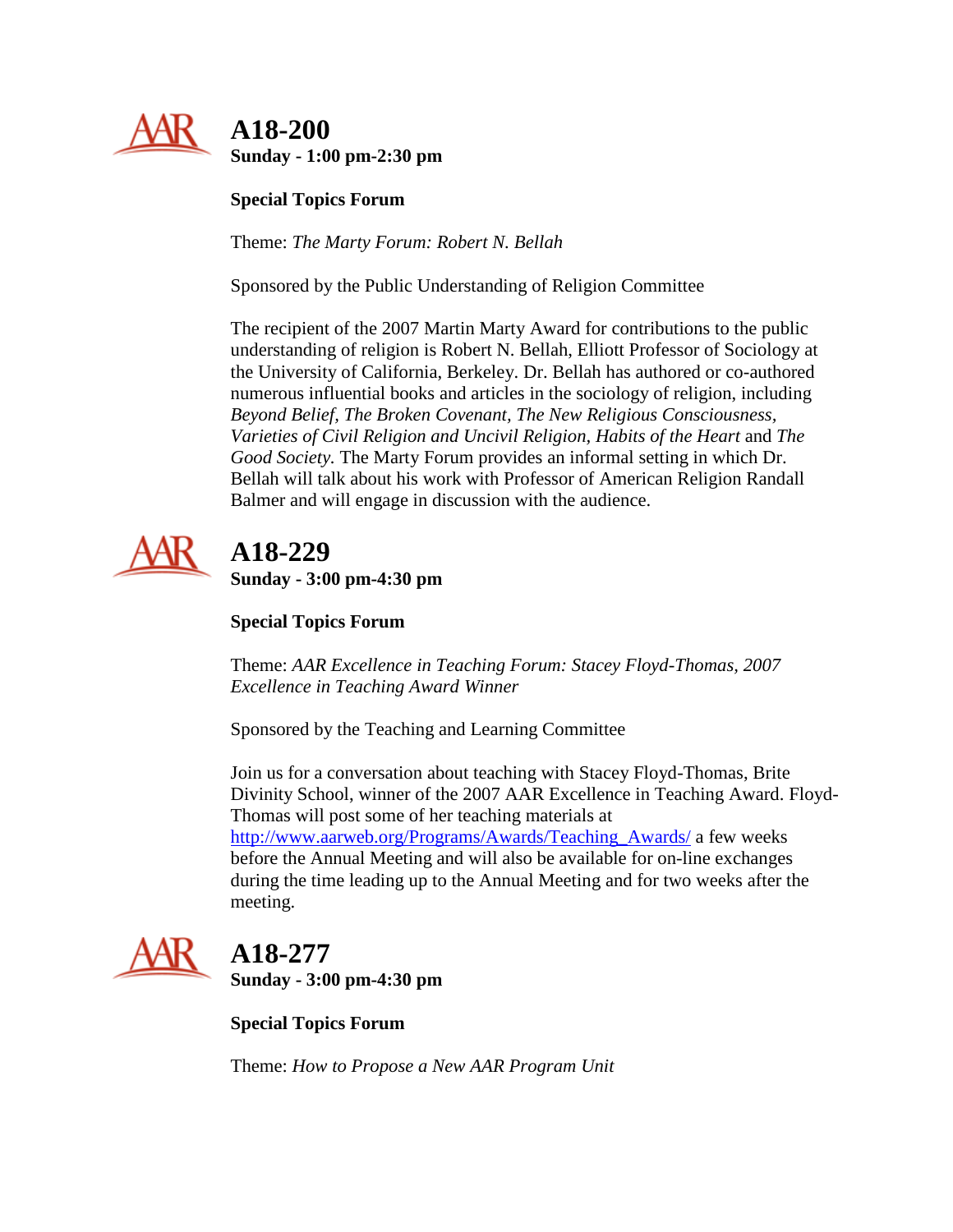## A18-200

**Sunday - 1:00 pm-2:30 pm**

**Special Topics Forum**

Theme: *The Marty Forum: Robert N. Bellah*

Sponsored by the Public Understanding of Religion Committee

The recipient of the 2007 Martin Marty Award for contributions to the public understanding of religion is Robert N. Bellah, Elliott Professor of Sociology at the University of California, Berkeley. Dr. Bellah has authored or co-authored numerous influential books and articles in the sociology of religion, including *Beyond Belief, The Broken Covenant, The New Religious Consciousness, Varieties of Civil Religion and Uncivil Religion, Habits of the Heart* and *The Good Society.* The Marty Forum provides an informal setting in which Dr. Bellah will talk about his work with Professor of American Religion Randall Balmer and will engage in discussion with the audience.

## A18-229

**Sunday - 3:00 pm-4:30 pm**

**Special Topics Forum**

Theme: *AAR Excellence in Teaching Forum: Stacey Floyd-Thomas, 2007 Excellence in Teaching Award Winner*

Sponsored by the Teaching and Learning Committee

Join us for a conversation about teaching with Stacey Floyd-Thomas, Brite Divinity School, winner of the 2007 AAR Excellence in Teaching Award. Floyd-Thomas will post some of her teaching materials at http://www.aarweb.org/Programs/Awards/Teaching_Awards/ a few weeks before the Annual Meeting and will also be available for on-line exchanges during the time leading up to the Annual Meeting and for two weeks after the meeting.

## A18-277

**Sunday - 3:00 pm-4:30 pm**

**Special Topics Forum**

Theme: *How to Propose a New AAR Program Unit*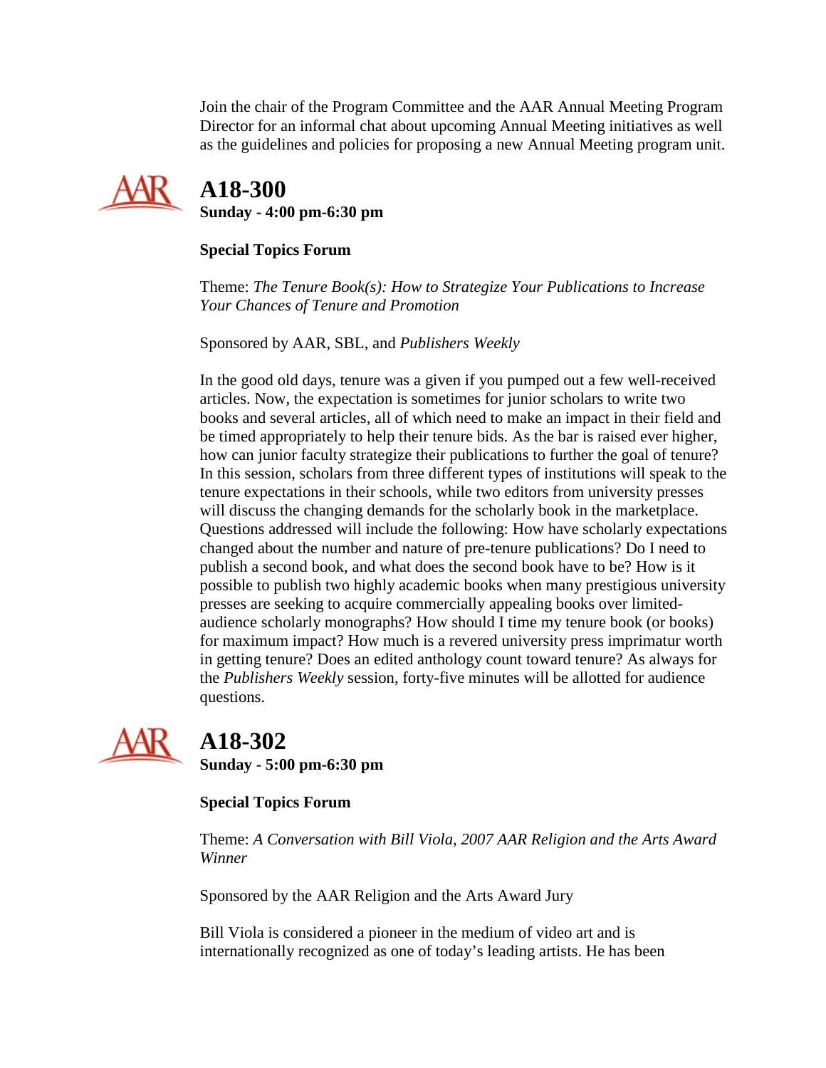Join the chair of the Program Committee and the AAR Annual Meeting Program Director for an informal chat about upcoming Annual Meeting initiatives as well as the guidelines and policies for proposing a new Annual Meeting program unit.

## A18-300

**Sunday - 4:00 pm-6:30 pm**

**Special Topics Forum**

Theme: *The Tenure Book(s): How to Strategize Your Publications to Increase Your Chances of Tenure and Promotion*

Sponsored by AAR, SBL, and *Publishers Weekly*

In the good old days, tenure was a given if you pumped out a few well-received articles. Now, the expectation is sometimes for junior scholars to write two books and several articles, all of which need to make an impact in their field and be timed appropriately to help their tenure bids. As the bar is raised ever higher, how can junior faculty strategize their publications to further the goal of tenure? In this session, scholars from three different types of institutions will speak to the tenure expectations in their schools, while two editors from university presses will discuss the changing demands for the scholarly book in the marketplace. Questions addressed will include the following: How have scholarly expectations changed about the number and nature of pre-tenure publications? Do I need to publish a second book, and what does the second book have to be? How is it possible to publish two highly academic books when many prestigious university presses are seeking to acquire commercially appealing books over limited-audience scholarly monographs? How should I time my tenure book (or books) for maximum impact? How much is a revered university press imprimatur worth in getting tenure? Does an edited anthology count toward tenure? As always for the *Publishers Weekly* session, forty-five minutes will be allotted for audience questions.

## A18-302

**Sunday - 5:00 pm-6:30 pm**

**Special Topics Forum**

Theme: *A Conversation with Bill Viola, 2007 AAR Religion and the Arts Award Winner*

Sponsored by the AAR Religion and the Arts Award Jury

Bill Viola is considered a pioneer in the medium of video art and is internationally recognized as one of today's leading artists. He has been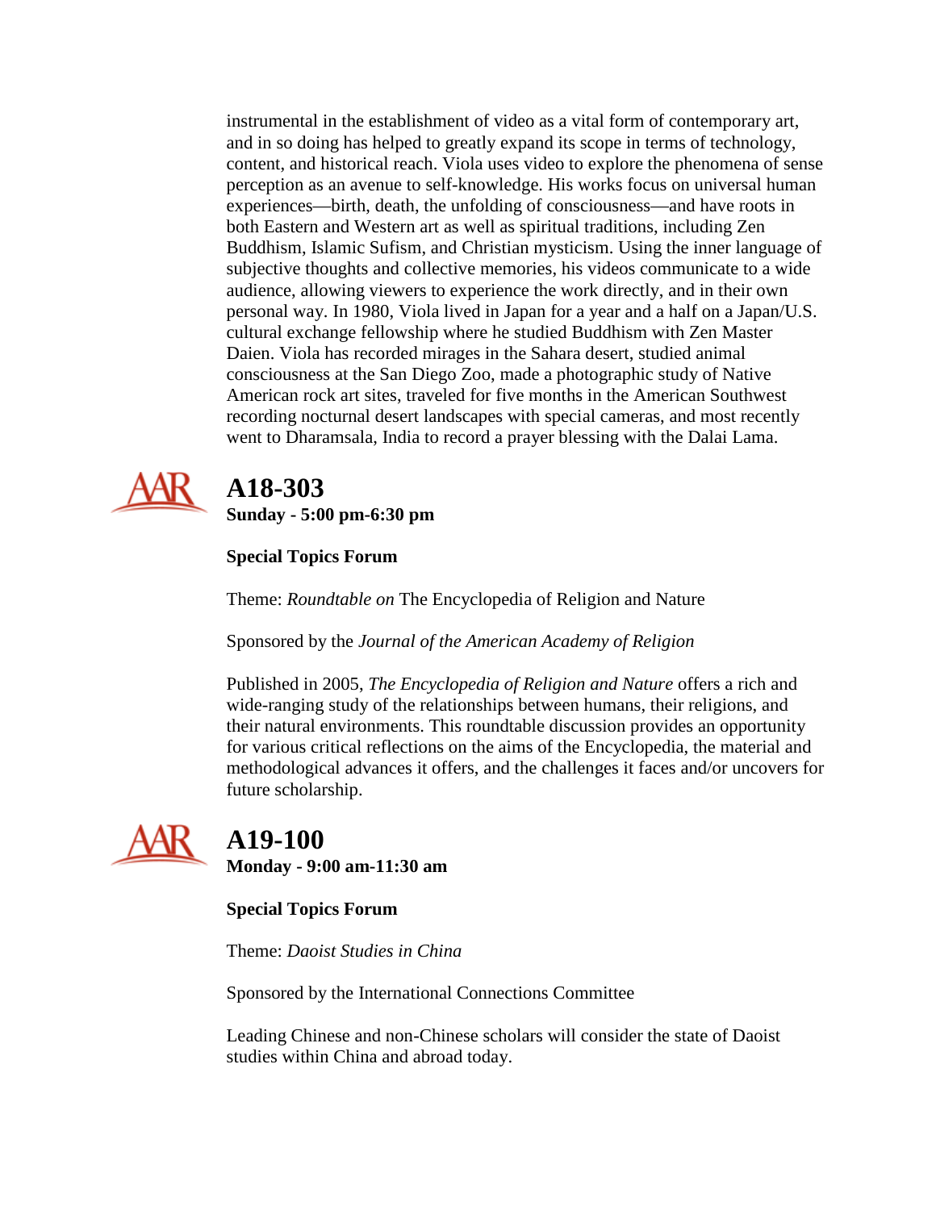instrumental in the establishment of video as a vital form of contemporary art, and in so doing has helped to greatly expand its scope in terms of technology, content, and historical reach. Viola uses video to explore the phenomena of sense perception as an avenue to self-knowledge. His works focus on universal human experiences—birth, death, the unfolding of consciousness—and have roots in both Eastern and Western art as well as spiritual traditions, including Zen Buddhism, Islamic Sufism, and Christian mysticism. Using the inner language of subjective thoughts and collective memories, his videos communicate to a wide audience, allowing viewers to experience the work directly, and in their own personal way. In 1980, Viola lived in Japan for a year and a half on a Japan/U.S. cultural exchange fellowship where he studied Buddhism with Zen Master Daien. Viola has recorded mirages in the Sahara desert, studied animal consciousness at the San Diego Zoo, made a photographic study of Native American rock art sites, traveled for five months in the American Southwest recording nocturnal desert landscapes with special cameras, and most recently went to Dharamsala, India to record a prayer blessing with the Dalai Lama.

## A18-303

**Sunday - 5:00 pm-6:30 pm**

**Special Topics Forum**

Theme: *Roundtable on* The Encyclopedia of Religion and Nature

Sponsored by the *Journal of the American Academy of Religion*

Published in 2005, *The Encyclopedia of Religion and Nature* offers a rich and wide-ranging study of the relationships between humans, their religions, and their natural environments. This roundtable discussion provides an opportunity for various critical reflections on the aims of the Encyclopedia, the material and methodological advances it offers, and the challenges it faces and/or uncovers for future scholarship.

## A19-100

**Monday - 9:00 am-11:30 am**

**Special Topics Forum**

Theme: *Daoist Studies in China*

Sponsored by the International Connections Committee

Leading Chinese and non-Chinese scholars will consider the state of Daoist studies within China and abroad today.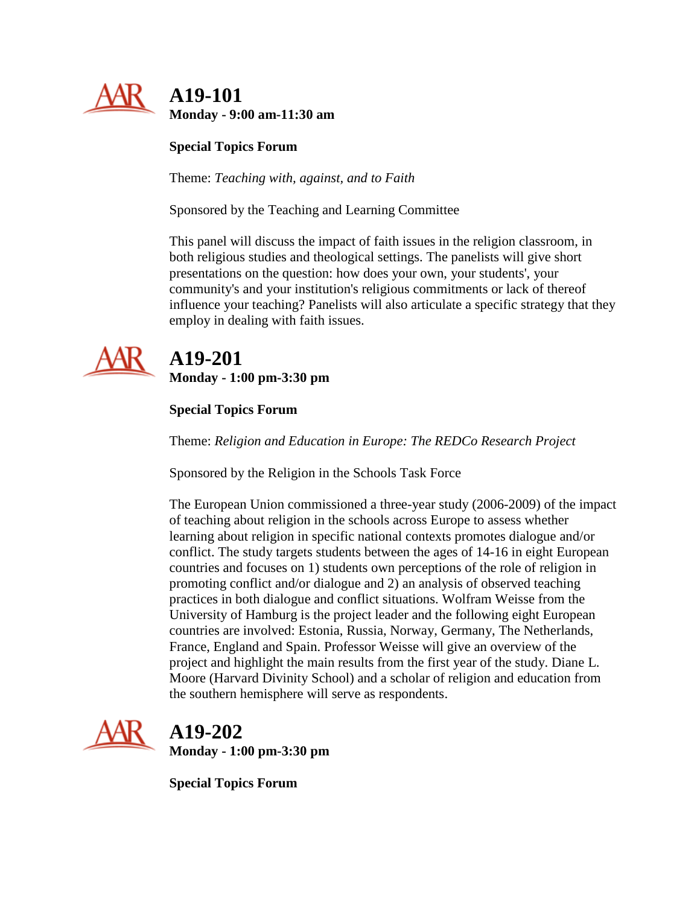## A19-101

**Monday - 9:00 am-11:30 am**

**Special Topics Forum**

Theme: *Teaching with, against, and to Faith*

Sponsored by the Teaching and Learning Committee

This panel will discuss the impact of faith issues in the religion classroom, in both religious studies and theological settings. The panelists will give short presentations on the question: how does your own, your students', your community's and your institution's religious commitments or lack of thereof influence your teaching? Panelists will also articulate a specific strategy that they employ in dealing with faith issues.

## A19-201

**Monday - 1:00 pm-3:30 pm**

**Special Topics Forum**

Theme: *Religion and Education in Europe: The REDCo Research Project*

Sponsored by the Religion in the Schools Task Force

The European Union commissioned a three-year study (2006-2009) of the impact of teaching about religion in the schools across Europe to assess whether learning about religion in specific national contexts promotes dialogue and/or conflict. The study targets students between the ages of 14-16 in eight European countries and focuses on 1) students own perceptions of the role of religion in promoting conflict and/or dialogue and 2) an analysis of observed teaching practices in both dialogue and conflict situations. Wolfram Weisse from the University of Hamburg is the project leader and the following eight European countries are involved: Estonia, Russia, Norway, Germany, The Netherlands, France, England and Spain. Professor Weisse will give an overview of the project and highlight the main results from the first year of the study. Diane L. Moore (Harvard Divinity School) and a scholar of religion and education from the southern hemisphere will serve as respondents.

## A19-202

**Monday - 1:00 pm-3:30 pm**

**Special Topics Forum**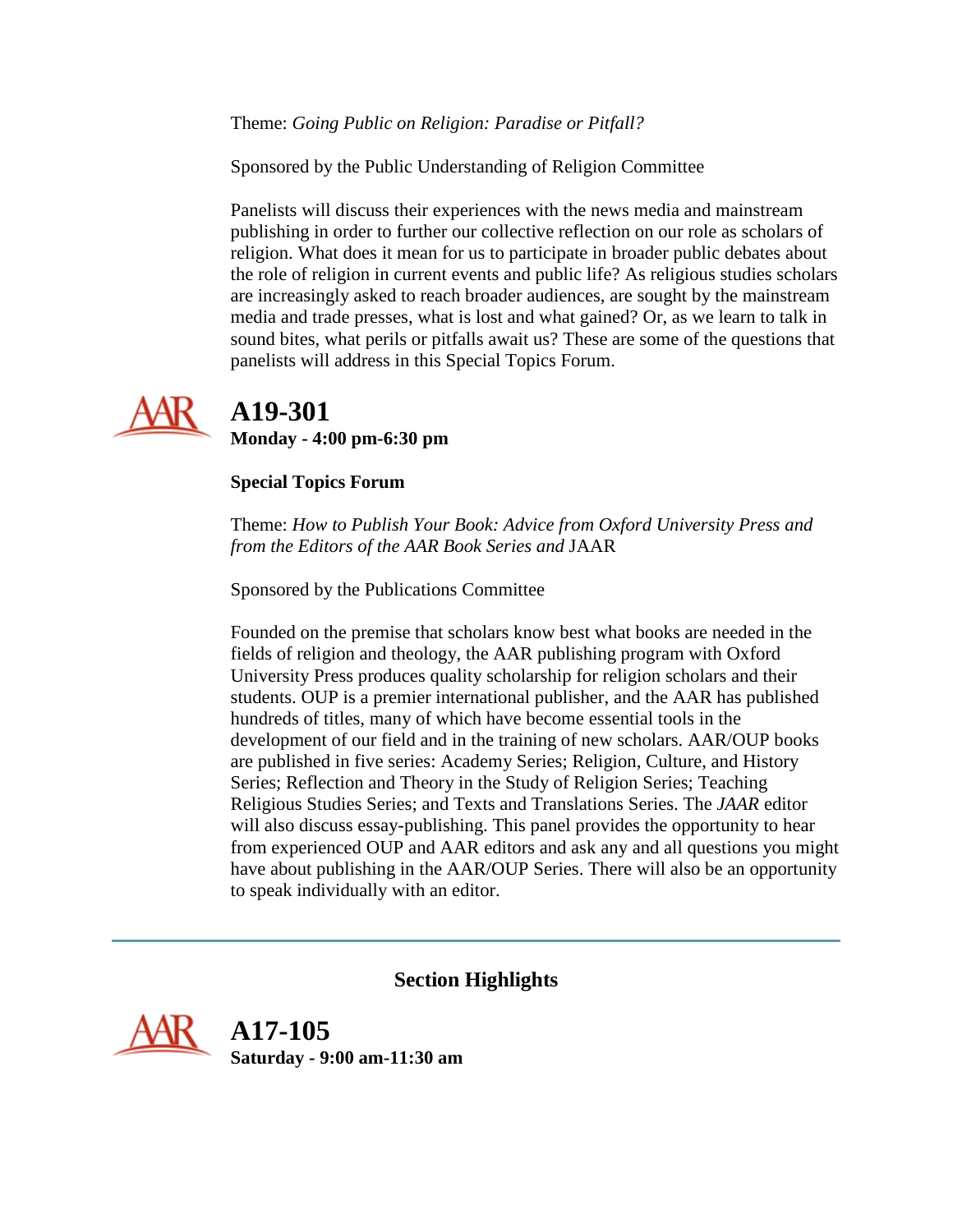Theme: *Going Public on Religion: Paradise or Pitfall?*

Sponsored by the Public Understanding of Religion Committee

Panelists will discuss their experiences with the news media and mainstream publishing in order to further our collective reflection on our role as scholars of religion. What does it mean for us to participate in broader public debates about the role of religion in current events and public life? As religious studies scholars are increasingly asked to reach broader audiences, are sought by the mainstream media and trade presses, what is lost and what gained? Or, as we learn to talk in sound bites, what perils or pitfalls await us? These are some of the questions that panelists will address in this Special Topics Forum.

## A19-301

**Monday - 4:00 pm-6:30 pm**

**Special Topics Forum**

Theme: *How to Publish Your Book: Advice from Oxford University Press and from the Editors of the AAR Book Series and* JAAR

Sponsored by the Publications Committee

Founded on the premise that scholars know best what books are needed in the fields of religion and theology, the AAR publishing program with Oxford University Press produces quality scholarship for religion scholars and their students. OUP is a premier international publisher, and the AAR has published hundreds of titles, many of which have become essential tools in the development of our field and in the training of new scholars. AAR/OUP books are published in five series: Academy Series; Religion, Culture, and History Series; Reflection and Theory in the Study of Religion Series; Teaching Religious Studies Series; and Texts and Translations Series. The *JAAR* editor will also discuss essay-publishing. This panel provides the opportunity to hear from experienced OUP and AAR editors and ask any and all questions you might have about publishing in the AAR/OUP Series. There will also be an opportunity to speak individually with an editor.

---

### Section Highlights

## A17-105

**Saturday - 9:00 am-11:30 am**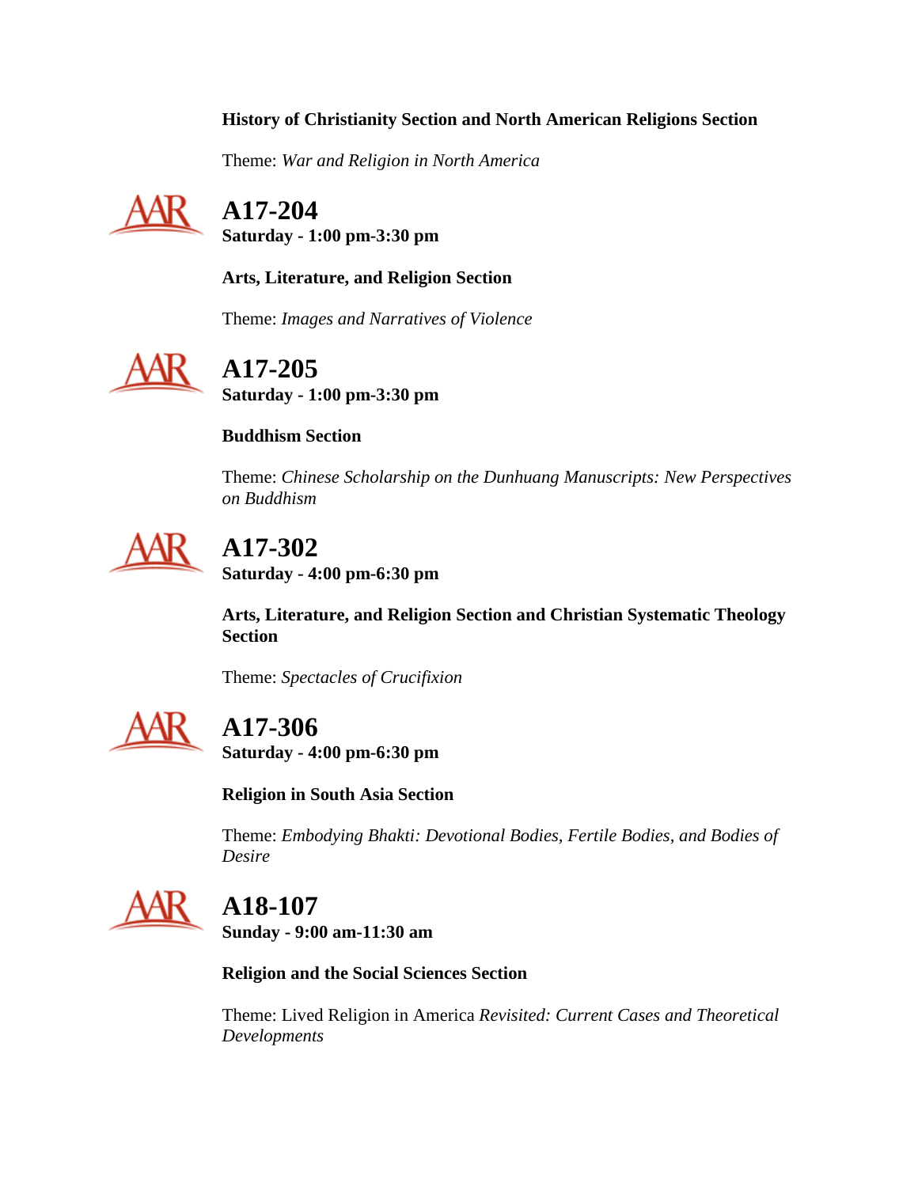**History of Christianity Section and North American Religions Section**

Theme: *War and Religion in North America*

## A17-204

**Saturday - 1:00 pm-3:30 pm**

**Arts, Literature, and Religion Section**

Theme: *Images and Narratives of Violence*

## A17-205

**Saturday - 1:00 pm-3:30 pm**

**Buddhism Section**

Theme: *Chinese Scholarship on the Dunhuang Manuscripts: New Perspectives on Buddhism*

## A17-302

**Saturday - 4:00 pm-6:30 pm**

**Arts, Literature, and Religion Section and Christian Systematic Theology Section**

Theme: *Spectacles of Crucifixion*

## A17-306

**Saturday - 4:00 pm-6:30 pm**

**Religion in South Asia Section**

Theme: *Embodying Bhakti: Devotional Bodies, Fertile Bodies, and Bodies of Desire*

## A18-107

**Sunday - 9:00 am-11:30 am**

**Religion and the Social Sciences Section**

Theme: Lived Religion in America *Revisited: Current Cases and Theoretical Developments*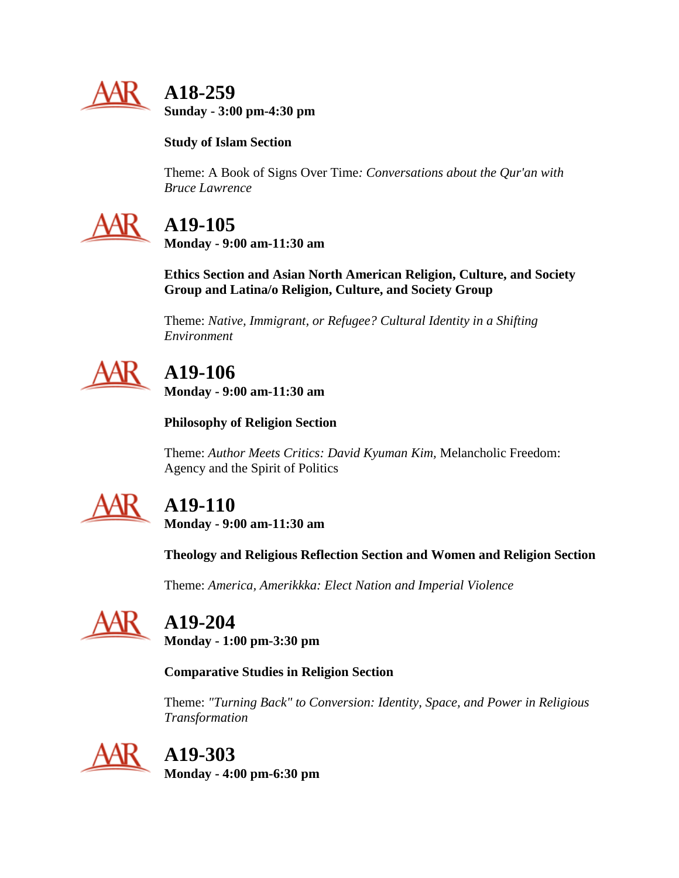## A18-259

**Sunday - 3:00 pm-4:30 pm**

**Study of Islam Section**

Theme: A Book of Signs Over Time*: Conversations about the Qur'an with Bruce Lawrence*

## A19-105

**Monday - 9:00 am-11:30 am**

**Ethics Section and Asian North American Religion, Culture, and Society Group and Latina/o Religion, Culture, and Society Group**

Theme: *Native, Immigrant, or Refugee? Cultural Identity in a Shifting Environment*

## A19-106

**Monday - 9:00 am-11:30 am**

**Philosophy of Religion Section**

Theme: *Author Meets Critics: David Kyuman Kim,* Melancholic Freedom: Agency and the Spirit of Politics

## A19-110

**Monday - 9:00 am-11:30 am**

**Theology and Religious Reflection Section and Women and Religion Section**

Theme: *America, Amerikkka: Elect Nation and Imperial Violence*

## A19-204

**Monday - 1:00 pm-3:30 pm**

**Comparative Studies in Religion Section**

Theme: *"Turning Back" to Conversion: Identity, Space, and Power in Religious Transformation*

## A19-303

**Monday - 4:00 pm-6:30 pm**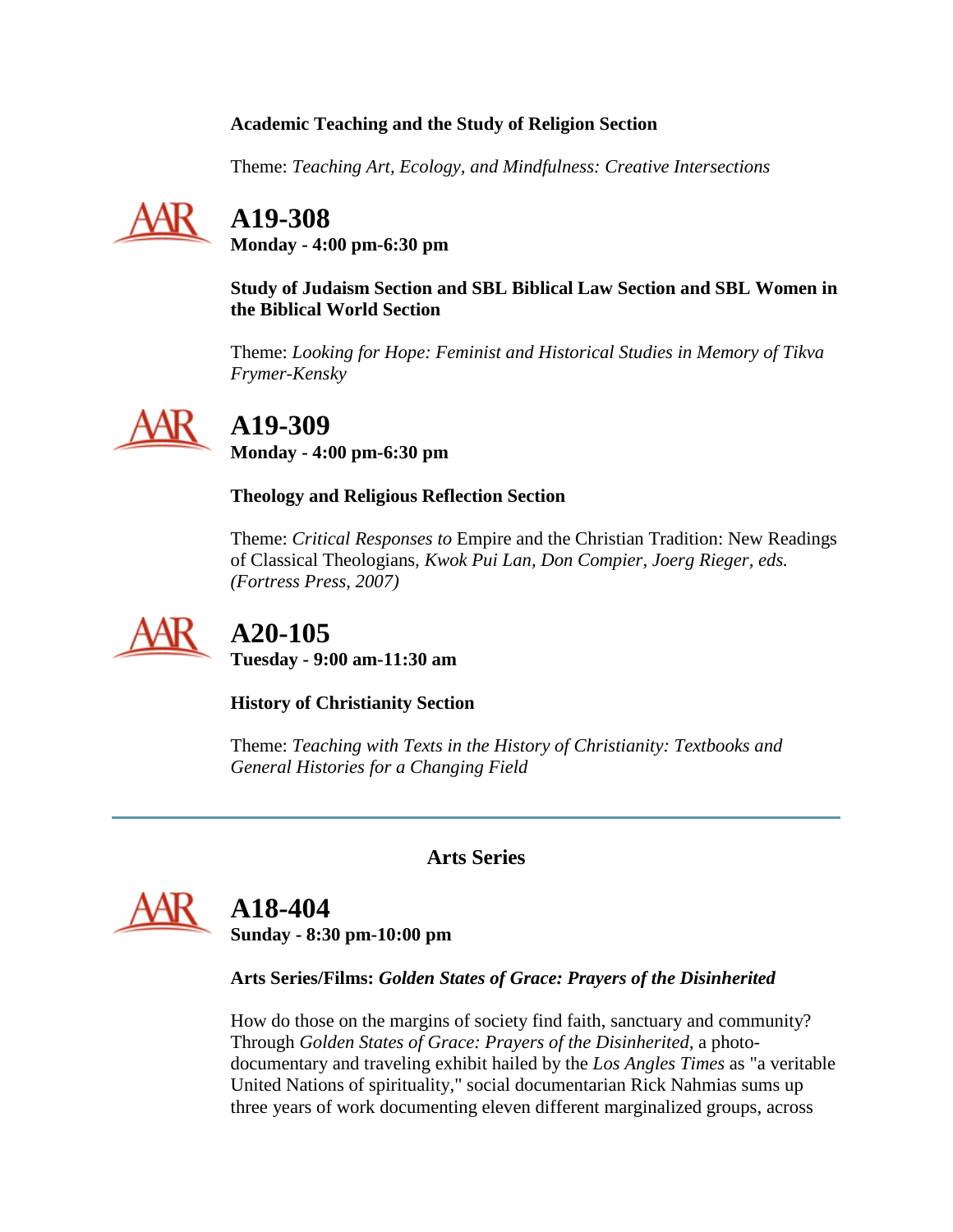**Academic Teaching and the Study of Religion Section**

Theme: *Teaching Art, Ecology, and Mindfulness: Creative Intersections*

## A19-308

**Monday - 4:00 pm-6:30 pm**

**Study of Judaism Section and SBL Biblical Law Section and SBL Women in the Biblical World Section**

Theme: *Looking for Hope: Feminist and Historical Studies in Memory of Tikva Frymer-Kensky*

## A19-309

**Monday - 4:00 pm-6:30 pm**

**Theology and Religious Reflection Section**

Theme: *Critical Responses to* Empire and the Christian Tradition: New Readings of Classical Theologians*, Kwok Pui Lan, Don Compier, Joerg Rieger, eds. (Fortress Press, 2007)*

## A20-105

**Tuesday - 9:00 am-11:30 am**

**History of Christianity Section**

Theme: *Teaching with Texts in the History of Christianity: Textbooks and General Histories for a Changing Field*

---

**Arts Series**

## A18-404

**Sunday - 8:30 pm-10:00 pm**

**Arts Series/Films: *Golden States of Grace: Prayers of the Disinherited***

How do those on the margins of society find faith, sanctuary and community? Through *Golden States of Grace: Prayers of the Disinherited*, a photo-documentary and traveling exhibit hailed by the *Los Angles Times* as "a veritable United Nations of spirituality," social documentarian Rick Nahmias sums up three years of work documenting eleven different marginalized groups, across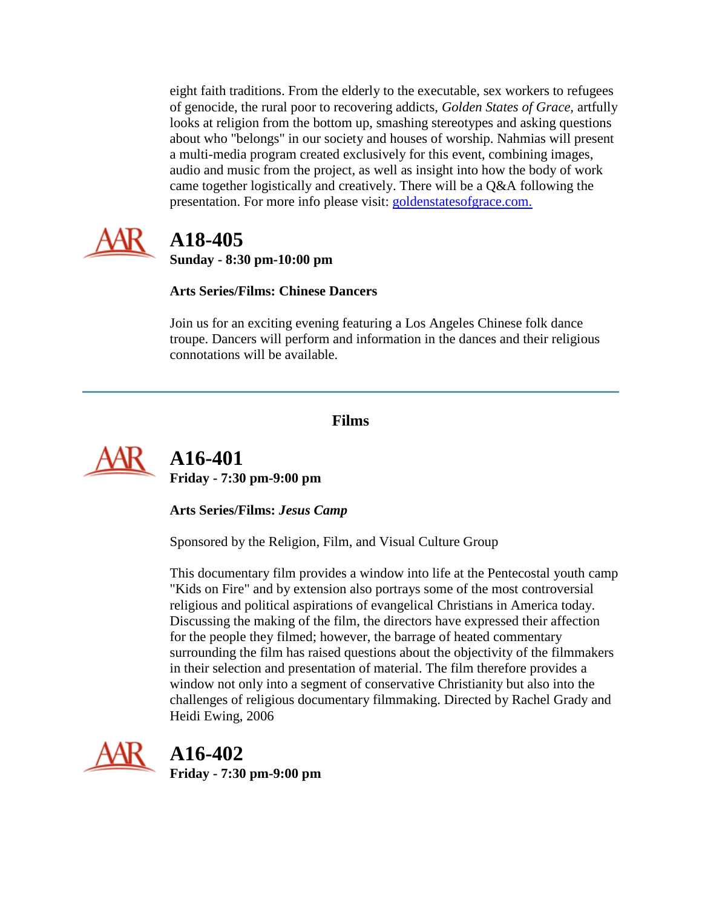eight faith traditions. From the elderly to the executable, sex workers to refugees of genocide, the rural poor to recovering addicts, *Golden States of Grace,* artfully looks at religion from the bottom up, smashing stereotypes and asking questions about who "belongs" in our society and houses of worship. Nahmias will present a multi-media program created exclusively for this event, combining images, audio and music from the project, as well as insight into how the body of work came together logistically and creatively. There will be a Q&A following the presentation. For more info please visit: goldenstatesofgrace.com.

## A18-405

**Sunday - 8:30 pm-10:00 pm**

**Arts Series/Films: Chinese Dancers**

Join us for an exciting evening featuring a Los Angeles Chinese folk dance troupe. Dancers will perform and information in the dances and their religious connotations will be available.

---

### Films

## A16-401

**Friday - 7:30 pm-9:00 pm**

**Arts Series/Films: *Jesus Camp***

Sponsored by the Religion, Film, and Visual Culture Group

This documentary film provides a window into life at the Pentecostal youth camp "Kids on Fire" and by extension also portrays some of the most controversial religious and political aspirations of evangelical Christians in America today. Discussing the making of the film, the directors have expressed their affection for the people they filmed; however, the barrage of heated commentary surrounding the film has raised questions about the objectivity of the filmmakers in their selection and presentation of material. The film therefore provides a window not only into a segment of conservative Christianity but also into the challenges of religious documentary filmmaking. Directed by Rachel Grady and Heidi Ewing, 2006

## A16-402

**Friday - 7:30 pm-9:00 pm**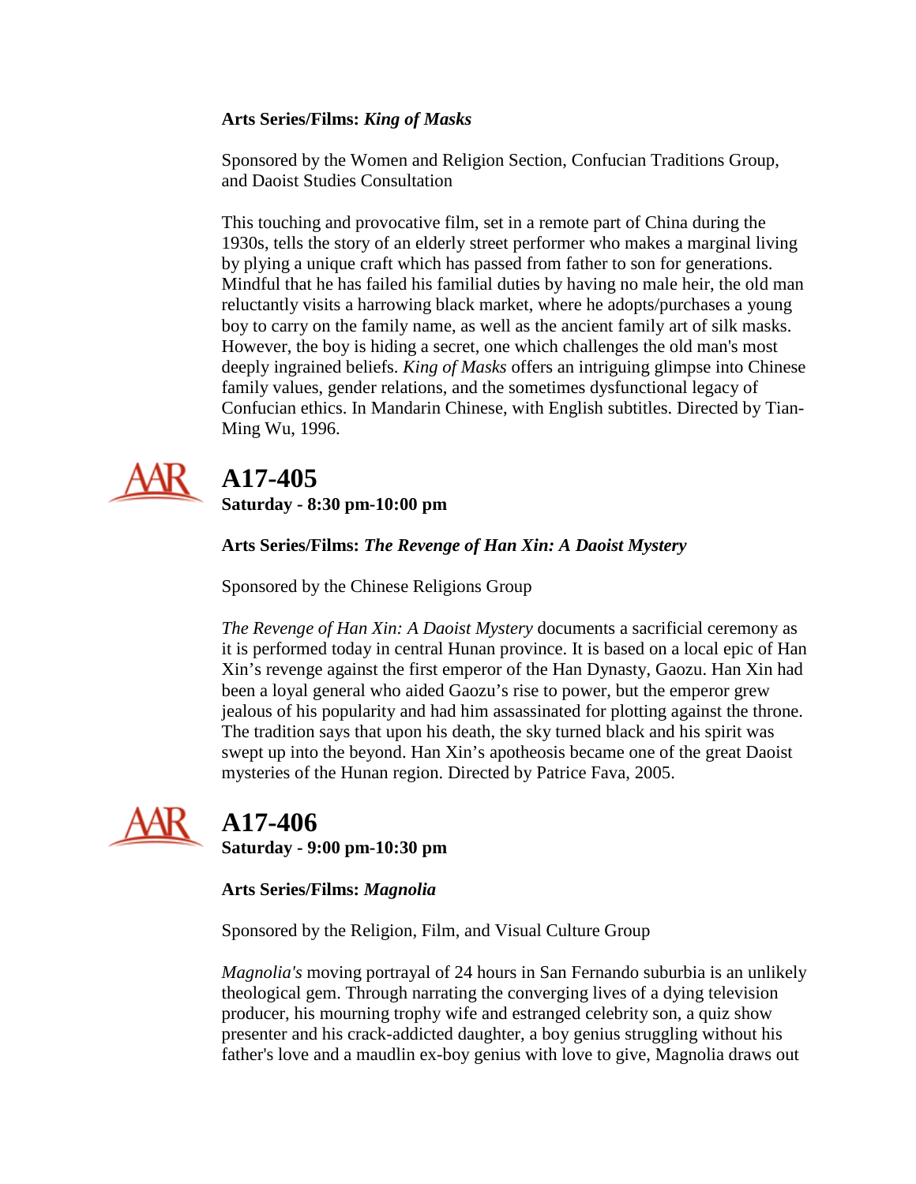**Arts Series/Films:** ***King of Masks***

Sponsored by the Women and Religion Section, Confucian Traditions Group, and Daoist Studies Consultation

This touching and provocative film, set in a remote part of China during the 1930s, tells the story of an elderly street performer who makes a marginal living by plying a unique craft which has passed from father to son for generations. Mindful that he has failed his familial duties by having no male heir, the old man reluctantly visits a harrowing black market, where he adopts/purchases a young boy to carry on the family name, as well as the ancient family art of silk masks. However, the boy is hiding a secret, one which challenges the old man's most deeply ingrained beliefs. *King of Masks* offers an intriguing glimpse into Chinese family values, gender relations, and the sometimes dysfunctional legacy of Confucian ethics. In Mandarin Chinese, with English subtitles. Directed by Tian-Ming Wu, 1996.

## A17-405

**Saturday - 8:30 pm-10:00 pm**

**Arts Series/Films:** ***The Revenge of Han Xin: A Daoist Mystery***

Sponsored by the Chinese Religions Group

*The Revenge of Han Xin: A Daoist Mystery* documents a sacrificial ceremony as it is performed today in central Hunan province. It is based on a local epic of Han Xin's revenge against the first emperor of the Han Dynasty, Gaozu. Han Xin had been a loyal general who aided Gaozu's rise to power, but the emperor grew jealous of his popularity and had him assassinated for plotting against the throne. The tradition says that upon his death, the sky turned black and his spirit was swept up into the beyond. Han Xin's apotheosis became one of the great Daoist mysteries of the Hunan region. Directed by Patrice Fava, 2005.

## A17-406

**Saturday - 9:00 pm-10:30 pm**

**Arts Series/Films:** ***Magnolia***

Sponsored by the Religion, Film, and Visual Culture Group

*Magnolia's* moving portrayal of 24 hours in San Fernando suburbia is an unlikely theological gem. Through narrating the converging lives of a dying television producer, his mourning trophy wife and estranged celebrity son, a quiz show presenter and his crack-addicted daughter, a boy genius struggling without his father's love and a maudlin ex-boy genius with love to give, Magnolia draws out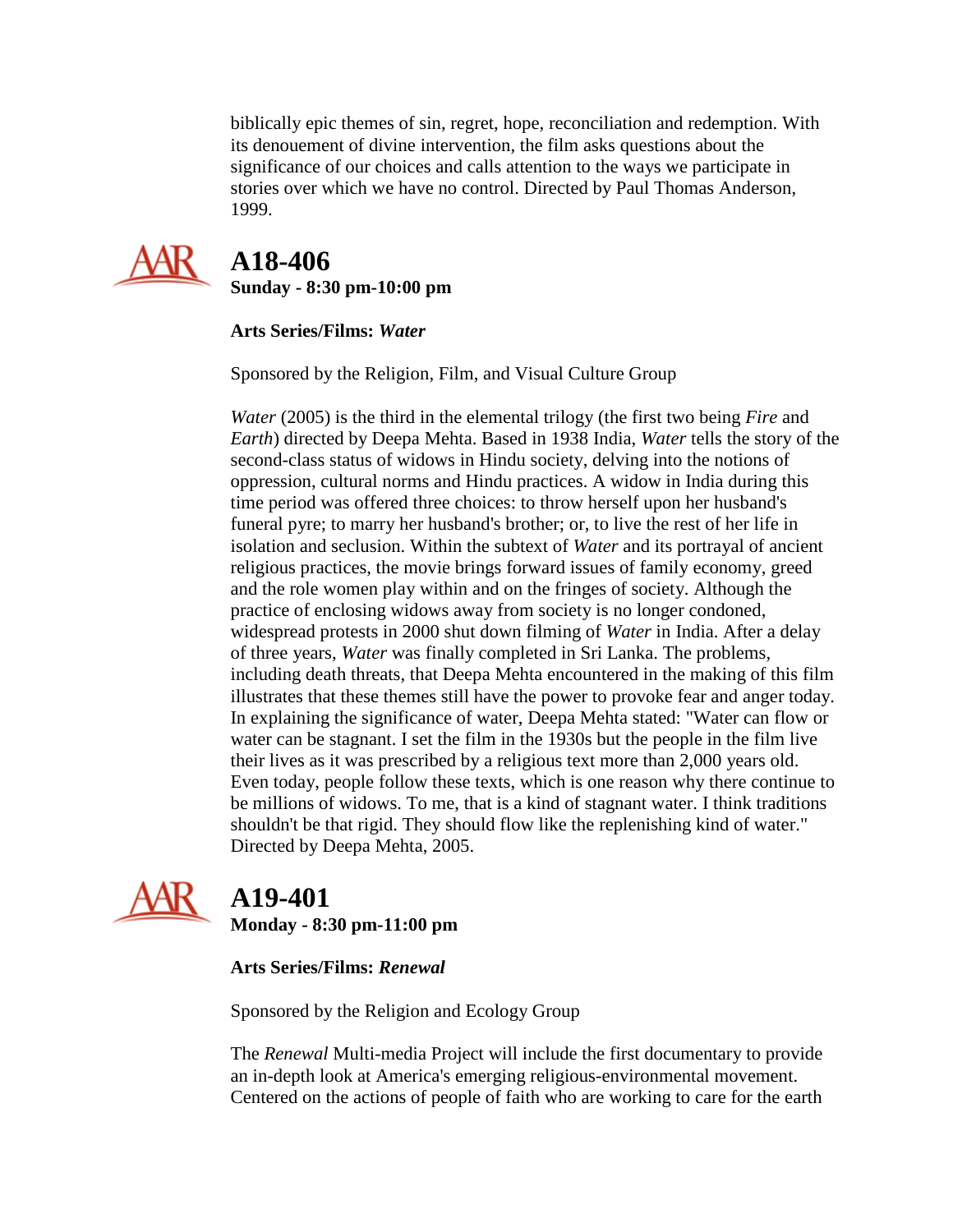biblically epic themes of sin, regret, hope, reconciliation and redemption. With its denouement of divine intervention, the film asks questions about the significance of our choices and calls attention to the ways we participate in stories over which we have no control. Directed by Paul Thomas Anderson, 1999.

## A18-406

**Sunday - 8:30 pm-10:00 pm**

**Arts Series/Films: *Water***

Sponsored by the Religion, Film, and Visual Culture Group

*Water* (2005) is the third in the elemental trilogy (the first two being *Fire* and *Earth*) directed by Deepa Mehta. Based in 1938 India, *Water* tells the story of the second-class status of widows in Hindu society, delving into the notions of oppression, cultural norms and Hindu practices. A widow in India during this time period was offered three choices: to throw herself upon her husband's funeral pyre; to marry her husband's brother; or, to live the rest of her life in isolation and seclusion. Within the subtext of *Water* and its portrayal of ancient religious practices, the movie brings forward issues of family economy, greed and the role women play within and on the fringes of society. Although the practice of enclosing widows away from society is no longer condoned, widespread protests in 2000 shut down filming of *Water* in India. After a delay of three years, *Water* was finally completed in Sri Lanka. The problems, including death threats, that Deepa Mehta encountered in the making of this film illustrates that these themes still have the power to provoke fear and anger today. In explaining the significance of water, Deepa Mehta stated: "Water can flow or water can be stagnant. I set the film in the 1930s but the people in the film live their lives as it was prescribed by a religious text more than 2,000 years old. Even today, people follow these texts, which is one reason why there continue to be millions of widows. To me, that is a kind of stagnant water. I think traditions shouldn't be that rigid. They should flow like the replenishing kind of water." Directed by Deepa Mehta, 2005.

## A19-401

**Monday - 8:30 pm-11:00 pm**

**Arts Series/Films: *Renewal***

Sponsored by the Religion and Ecology Group

The *Renewal* Multi-media Project will include the first documentary to provide an in-depth look at America's emerging religious-environmental movement. Centered on the actions of people of faith who are working to care for the earth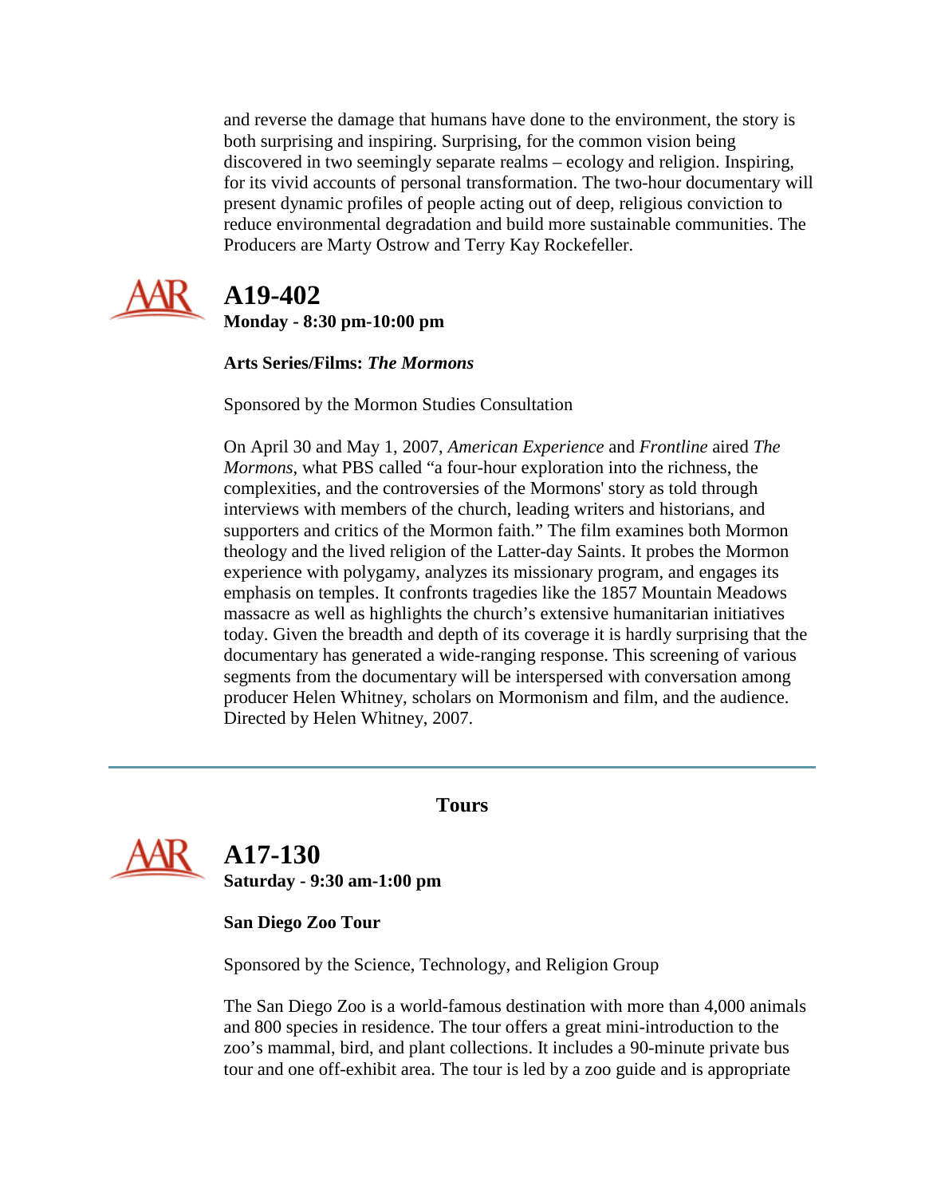and reverse the damage that humans have done to the environment, the story is both surprising and inspiring. Surprising, for the common vision being discovered in two seemingly separate realms – ecology and religion. Inspiring, for its vivid accounts of personal transformation. The two-hour documentary will present dynamic profiles of people acting out of deep, religious conviction to reduce environmental degradation and build more sustainable communities. The Producers are Marty Ostrow and Terry Kay Rockefeller.

## A19-402

**Monday - 8:30 pm-10:00 pm**

**Arts Series/Films: *The Mormons***

Sponsored by the Mormon Studies Consultation

On April 30 and May 1, 2007, *American Experience* and *Frontline* aired *The Mormons*, what PBS called "a four-hour exploration into the richness, the complexities, and the controversies of the Mormons' story as told through interviews with members of the church, leading writers and historians, and supporters and critics of the Mormon faith." The film examines both Mormon theology and the lived religion of the Latter-day Saints. It probes the Mormon experience with polygamy, analyzes its missionary program, and engages its emphasis on temples. It confronts tragedies like the 1857 Mountain Meadows massacre as well as highlights the church's extensive humanitarian initiatives today. Given the breadth and depth of its coverage it is hardly surprising that the documentary has generated a wide-ranging response. This screening of various segments from the documentary will be interspersed with conversation among producer Helen Whitney, scholars on Mormonism and film, and the audience. Directed by Helen Whitney, 2007.

---

### Tours

## A17-130

**Saturday - 9:30 am-1:00 pm**

**San Diego Zoo Tour**

Sponsored by the Science, Technology, and Religion Group

The San Diego Zoo is a world-famous destination with more than 4,000 animals and 800 species in residence. The tour offers a great mini-introduction to the zoo's mammal, bird, and plant collections. It includes a 90-minute private bus tour and one off-exhibit area. The tour is led by a zoo guide and is appropriate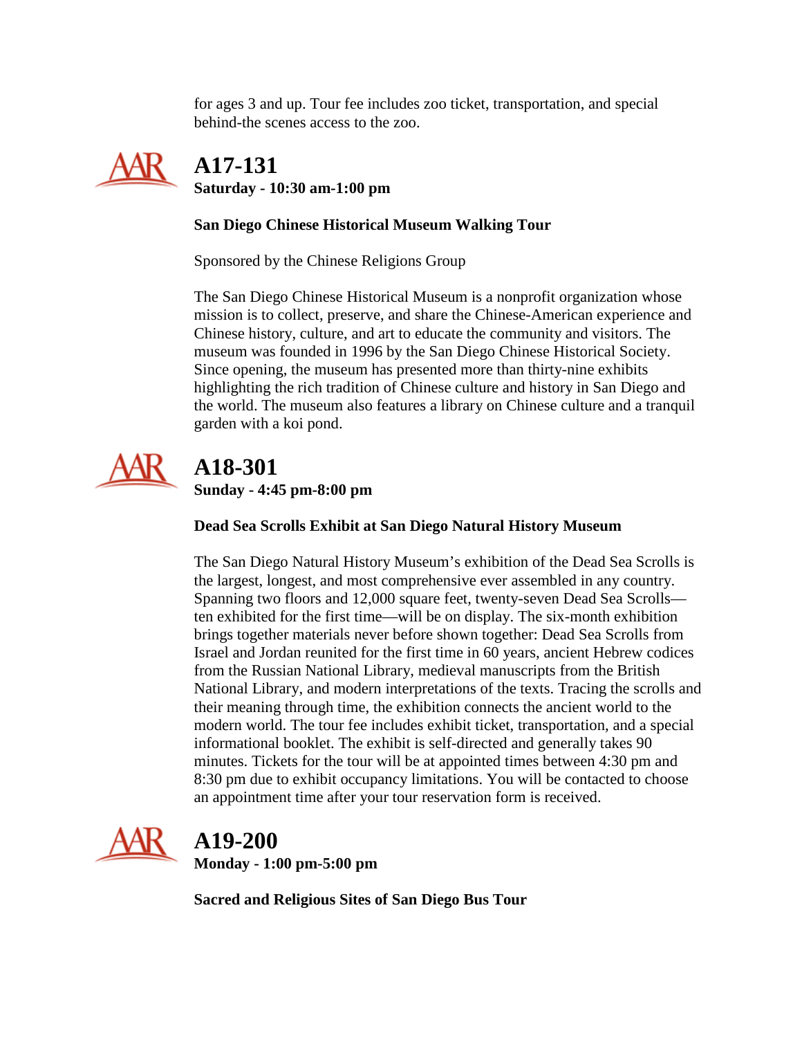for ages 3 and up. Tour fee includes zoo ticket, transportation, and special behind-the scenes access to the zoo.

## A17-131

**Saturday - 10:30 am-1:00 pm**

**San Diego Chinese Historical Museum Walking Tour**

Sponsored by the Chinese Religions Group

The San Diego Chinese Historical Museum is a nonprofit organization whose mission is to collect, preserve, and share the Chinese-American experience and Chinese history, culture, and art to educate the community and visitors. The museum was founded in 1996 by the San Diego Chinese Historical Society. Since opening, the museum has presented more than thirty-nine exhibits highlighting the rich tradition of Chinese culture and history in San Diego and the world. The museum also features a library on Chinese culture and a tranquil garden with a koi pond.

## A18-301

**Sunday - 4:45 pm-8:00 pm**

**Dead Sea Scrolls Exhibit at San Diego Natural History Museum**

The San Diego Natural History Museum's exhibition of the Dead Sea Scrolls is the largest, longest, and most comprehensive ever assembled in any country. Spanning two floors and 12,000 square feet, twenty-seven Dead Sea Scrolls—ten exhibited for the first time—will be on display. The six-month exhibition brings together materials never before shown together: Dead Sea Scrolls from Israel and Jordan reunited for the first time in 60 years, ancient Hebrew codices from the Russian National Library, medieval manuscripts from the British National Library, and modern interpretations of the texts. Tracing the scrolls and their meaning through time, the exhibition connects the ancient world to the modern world. The tour fee includes exhibit ticket, transportation, and a special informational booklet. The exhibit is self-directed and generally takes 90 minutes. Tickets for the tour will be at appointed times between 4:30 pm and 8:30 pm due to exhibit occupancy limitations. You will be contacted to choose an appointment time after your tour reservation form is received.

## A19-200

**Monday - 1:00 pm-5:00 pm**

**Sacred and Religious Sites of San Diego Bus Tour**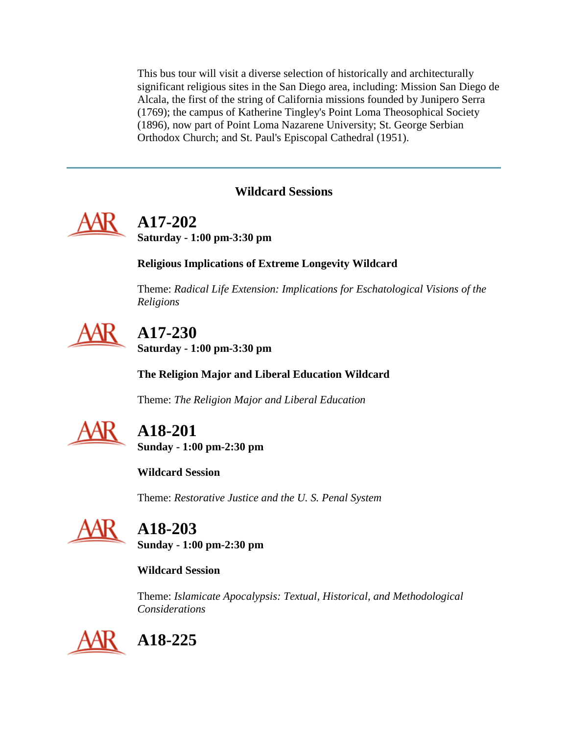This bus tour will visit a diverse selection of historically and architecturally significant religious sites in the San Diego area, including: Mission San Diego de Alcala, the first of the string of California missions founded by Junipero Serra (1769); the campus of Katherine Tingley's Point Loma Theosophical Society (1896), now part of Point Loma Nazarene University; St. George Serbian Orthodox Church; and St. Paul's Episcopal Cathedral (1951).

---

## Wildcard Sessions

## A17-202

**Saturday - 1:00 pm-3:30 pm**

**Religious Implications of Extreme Longevity Wildcard**

Theme: *Radical Life Extension: Implications for Eschatological Visions of the Religions*

## A17-230

**Saturday - 1:00 pm-3:30 pm**

**The Religion Major and Liberal Education Wildcard**

Theme: *The Religion Major and Liberal Education*

## A18-201

**Sunday - 1:00 pm-2:30 pm**

**Wildcard Session**

Theme: *Restorative Justice and the U. S. Penal System*

## A18-203

**Sunday - 1:00 pm-2:30 pm**

**Wildcard Session**

Theme: *Islamicate Apocalypsis: Textual, Historical, and Methodological Considerations*

## A18-225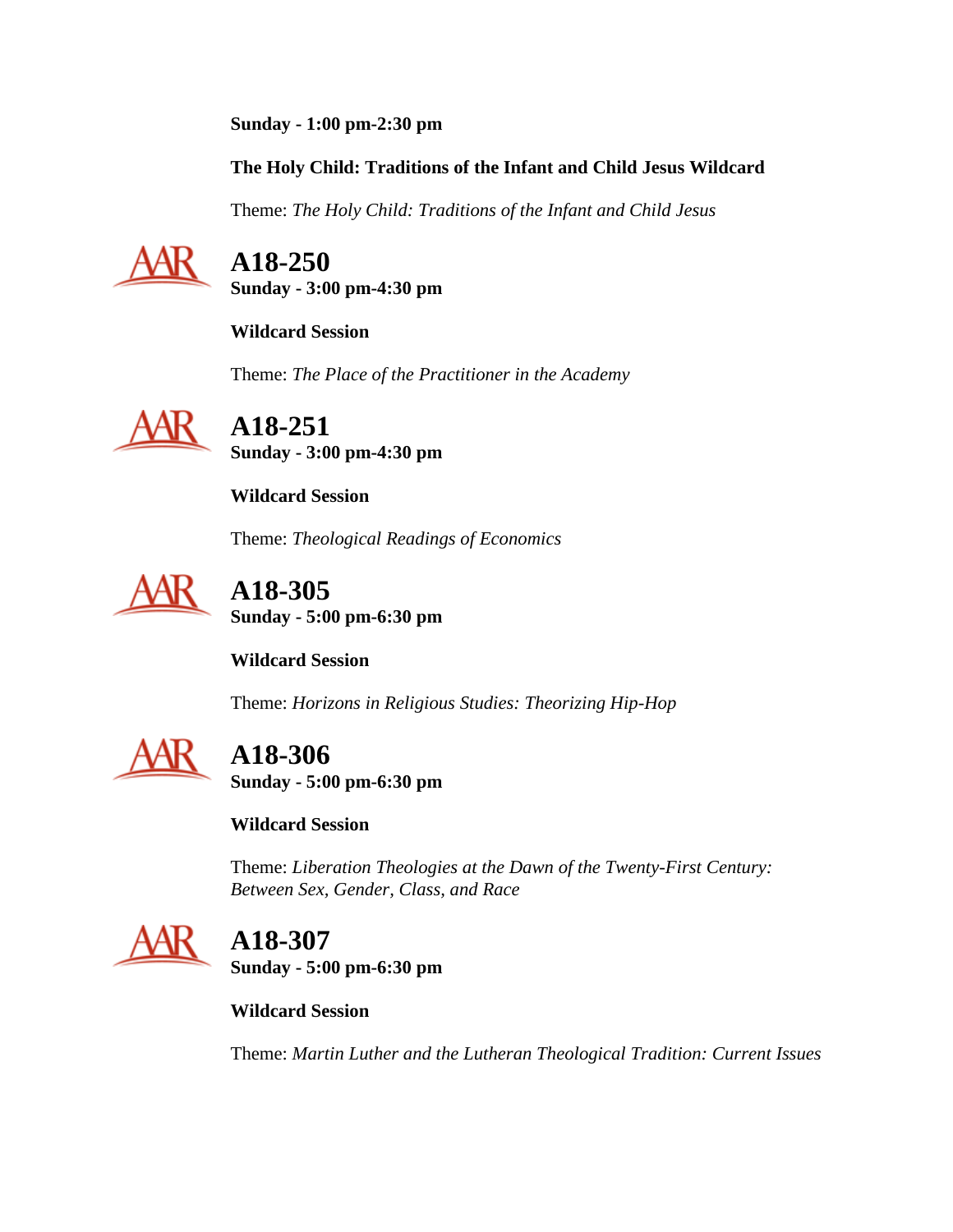**Sunday - 1:00 pm-2:30 pm**

**The Holy Child: Traditions of the Infant and Child Jesus Wildcard**

Theme: *The Holy Child: Traditions of the Infant and Child Jesus*

## A18-250

**Sunday - 3:00 pm-4:30 pm**

**Wildcard Session**

Theme: *The Place of the Practitioner in the Academy*

## A18-251

**Sunday - 3:00 pm-4:30 pm**

**Wildcard Session**

Theme: *Theological Readings of Economics*

## A18-305

**Sunday - 5:00 pm-6:30 pm**

**Wildcard Session**

Theme: *Horizons in Religious Studies: Theorizing Hip-Hop*

## A18-306

**Sunday - 5:00 pm-6:30 pm**

**Wildcard Session**

Theme: *Liberation Theologies at the Dawn of the Twenty-First Century: Between Sex, Gender, Class, and Race*

## A18-307

**Sunday - 5:00 pm-6:30 pm**

**Wildcard Session**

Theme: *Martin Luther and the Lutheran Theological Tradition: Current Issues*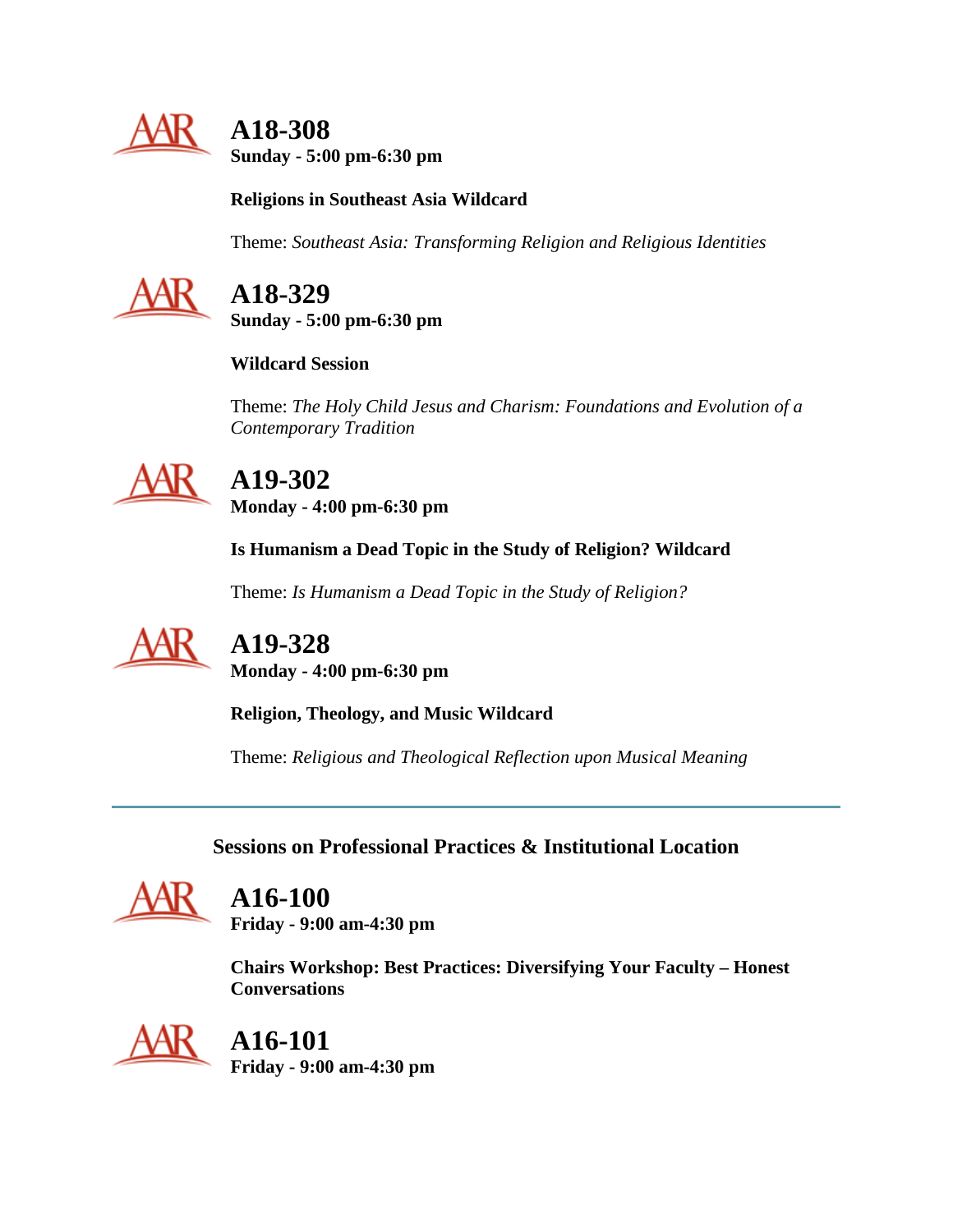## A18-308

**Sunday - 5:00 pm-6:30 pm**

**Religions in Southeast Asia Wildcard**

Theme: *Southeast Asia: Transforming Religion and Religious Identities*

## A18-329

**Sunday - 5:00 pm-6:30 pm**

**Wildcard Session**

Theme: *The Holy Child Jesus and Charism: Foundations and Evolution of a Contemporary Tradition*

## A19-302

**Monday - 4:00 pm-6:30 pm**

**Is Humanism a Dead Topic in the Study of Religion? Wildcard**

Theme: *Is Humanism a Dead Topic in the Study of Religion?*

## A19-328

**Monday - 4:00 pm-6:30 pm**

**Religion, Theology, and Music Wildcard**

Theme: *Religious and Theological Reflection upon Musical Meaning*

---

### Sessions on Professional Practices & Institutional Location

## A16-100

**Friday - 9:00 am-4:30 pm**

**Chairs Workshop: Best Practices: Diversifying Your Faculty – Honest Conversations**

## A16-101

**Friday - 9:00 am-4:30 pm**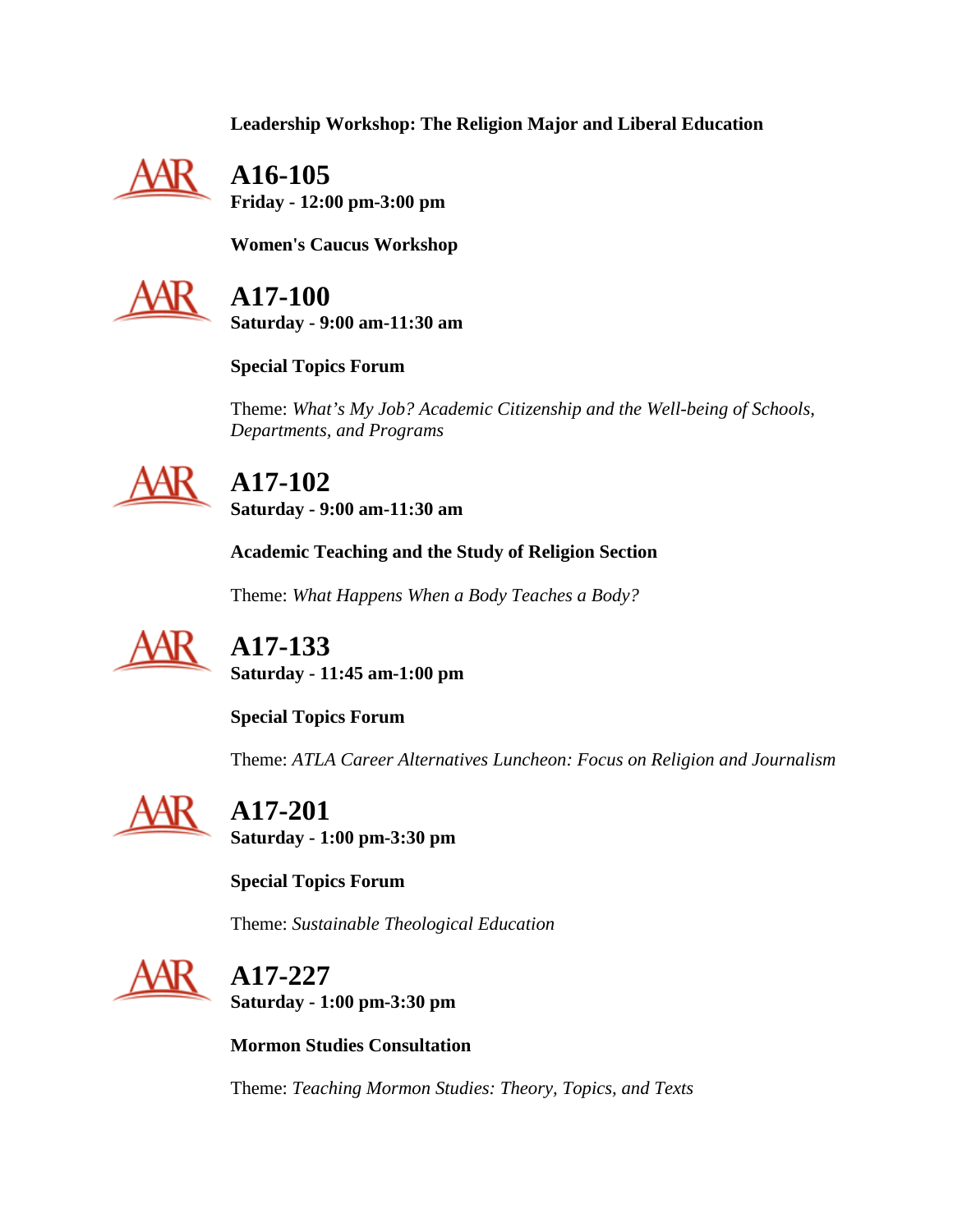**Leadership Workshop: The Religion Major and Liberal Education**

## A16-105

**Friday - 12:00 pm-3:00 pm**

**Women's Caucus Workshop**

## A17-100

**Saturday - 9:00 am-11:30 am**

**Special Topics Forum**

Theme: *What's My Job? Academic Citizenship and the Well-being of Schools, Departments, and Programs*

## A17-102

**Saturday - 9:00 am-11:30 am**

**Academic Teaching and the Study of Religion Section**

Theme: *What Happens When a Body Teaches a Body?*

## A17-133

**Saturday - 11:45 am-1:00 pm**

**Special Topics Forum**

Theme: *ATLA Career Alternatives Luncheon: Focus on Religion and Journalism*

## A17-201

**Saturday - 1:00 pm-3:30 pm**

**Special Topics Forum**

Theme: *Sustainable Theological Education*

## A17-227

**Saturday - 1:00 pm-3:30 pm**

**Mormon Studies Consultation**

Theme: *Teaching Mormon Studies: Theory, Topics, and Texts*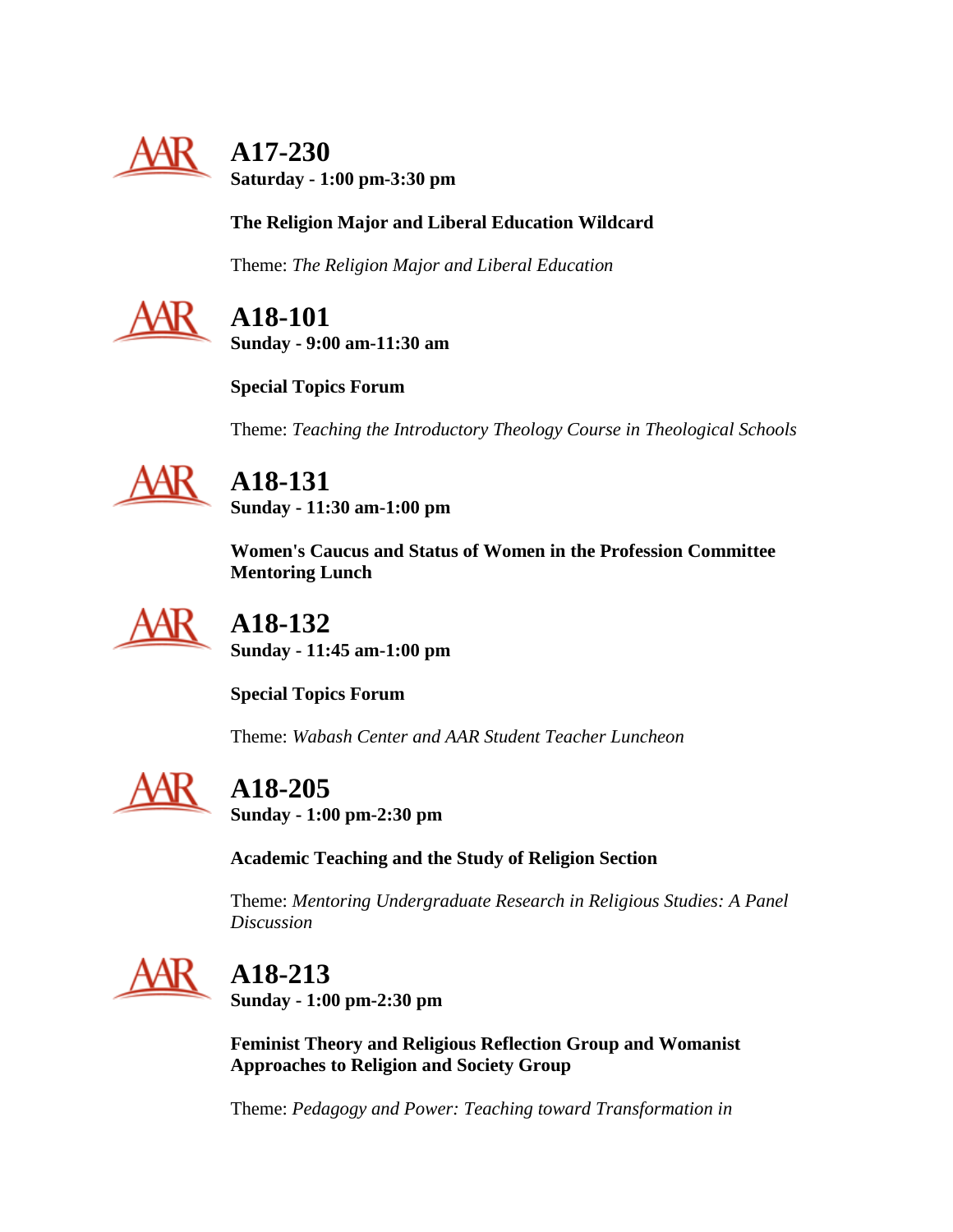## A17-230

**Saturday - 1:00 pm-3:30 pm**

**The Religion Major and Liberal Education Wildcard**

Theme: *The Religion Major and Liberal Education*

## A18-101

**Sunday - 9:00 am-11:30 am**

**Special Topics Forum**

Theme: *Teaching the Introductory Theology Course in Theological Schools*

## A18-131

**Sunday - 11:30 am-1:00 pm**

**Women's Caucus and Status of Women in the Profession Committee Mentoring Lunch**

## A18-132

**Sunday - 11:45 am-1:00 pm**

**Special Topics Forum**

Theme: *Wabash Center and AAR Student Teacher Luncheon*

## A18-205

**Sunday - 1:00 pm-2:30 pm**

**Academic Teaching and the Study of Religion Section**

Theme: *Mentoring Undergraduate Research in Religious Studies: A Panel Discussion*

## A18-213

**Sunday - 1:00 pm-2:30 pm**

**Feminist Theory and Religious Reflection Group and Womanist Approaches to Religion and Society Group**

Theme: *Pedagogy and Power: Teaching toward Transformation in*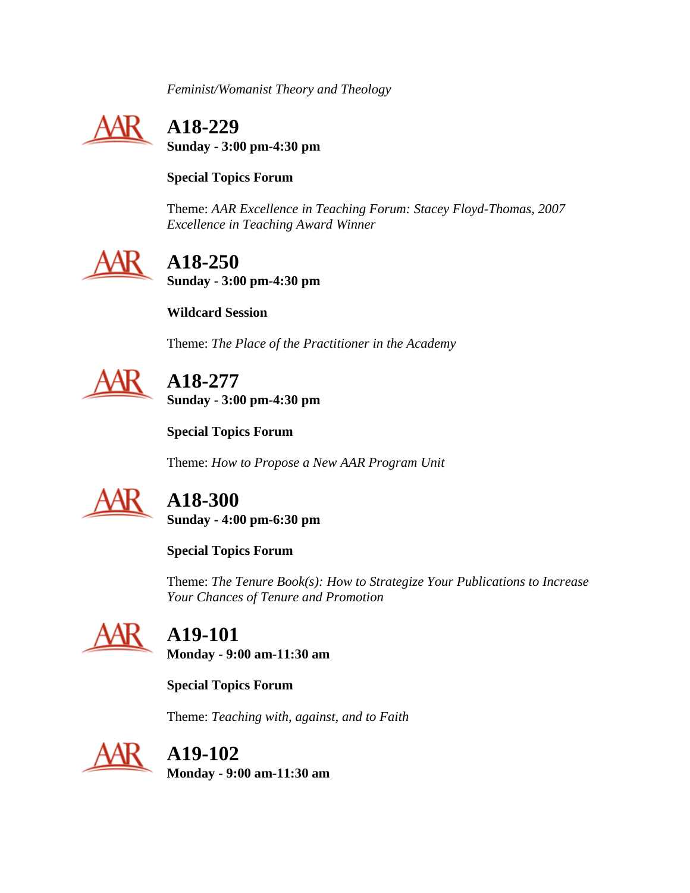*Feminist/Womanist Theory and Theology*

## A18-229

**Sunday - 3:00 pm-4:30 pm**

**Special Topics Forum**

Theme: *AAR Excellence in Teaching Forum: Stacey Floyd-Thomas, 2007 Excellence in Teaching Award Winner*

## A18-250

**Sunday - 3:00 pm-4:30 pm**

**Wildcard Session**

Theme: *The Place of the Practitioner in the Academy*

## A18-277

**Sunday - 3:00 pm-4:30 pm**

**Special Topics Forum**

Theme: *How to Propose a New AAR Program Unit*

## A18-300

**Sunday - 4:00 pm-6:30 pm**

**Special Topics Forum**

Theme: *The Tenure Book(s): How to Strategize Your Publications to Increase Your Chances of Tenure and Promotion*

## A19-101

**Monday - 9:00 am-11:30 am**

**Special Topics Forum**

Theme: *Teaching with, against, and to Faith*

## A19-102

**Monday - 9:00 am-11:30 am**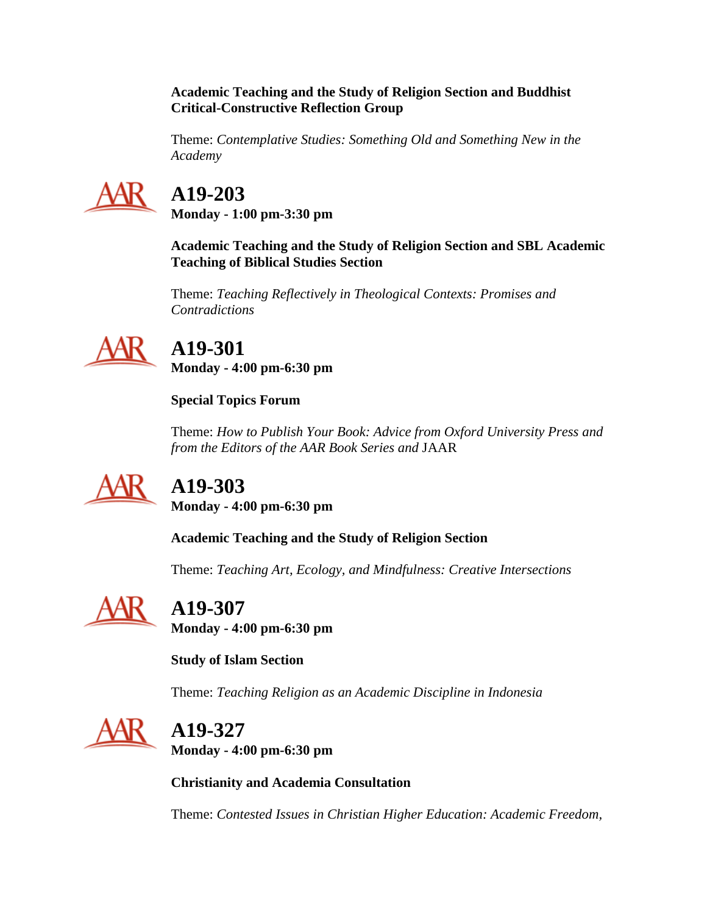**Academic Teaching and the Study of Religion Section and Buddhist Critical-Constructive Reflection Group**

Theme: *Contemplative Studies: Something Old and Something New in the Academy*

## A19-203

**Monday - 1:00 pm-3:30 pm**

**Academic Teaching and the Study of Religion Section and SBL Academic Teaching of Biblical Studies Section**

Theme: *Teaching Reflectively in Theological Contexts: Promises and Contradictions*

## A19-301

**Monday - 4:00 pm-6:30 pm**

**Special Topics Forum**

Theme: *How to Publish Your Book: Advice from Oxford University Press and from the Editors of the AAR Book Series and* JAAR

## A19-303

**Monday - 4:00 pm-6:30 pm**

**Academic Teaching and the Study of Religion Section**

Theme: *Teaching Art, Ecology, and Mindfulness: Creative Intersections*

## A19-307

**Monday - 4:00 pm-6:30 pm**

**Study of Islam Section**

Theme: *Teaching Religion as an Academic Discipline in Indonesia*

## A19-327

**Monday - 4:00 pm-6:30 pm**

**Christianity and Academia Consultation**

Theme: *Contested Issues in Christian Higher Education: Academic Freedom,*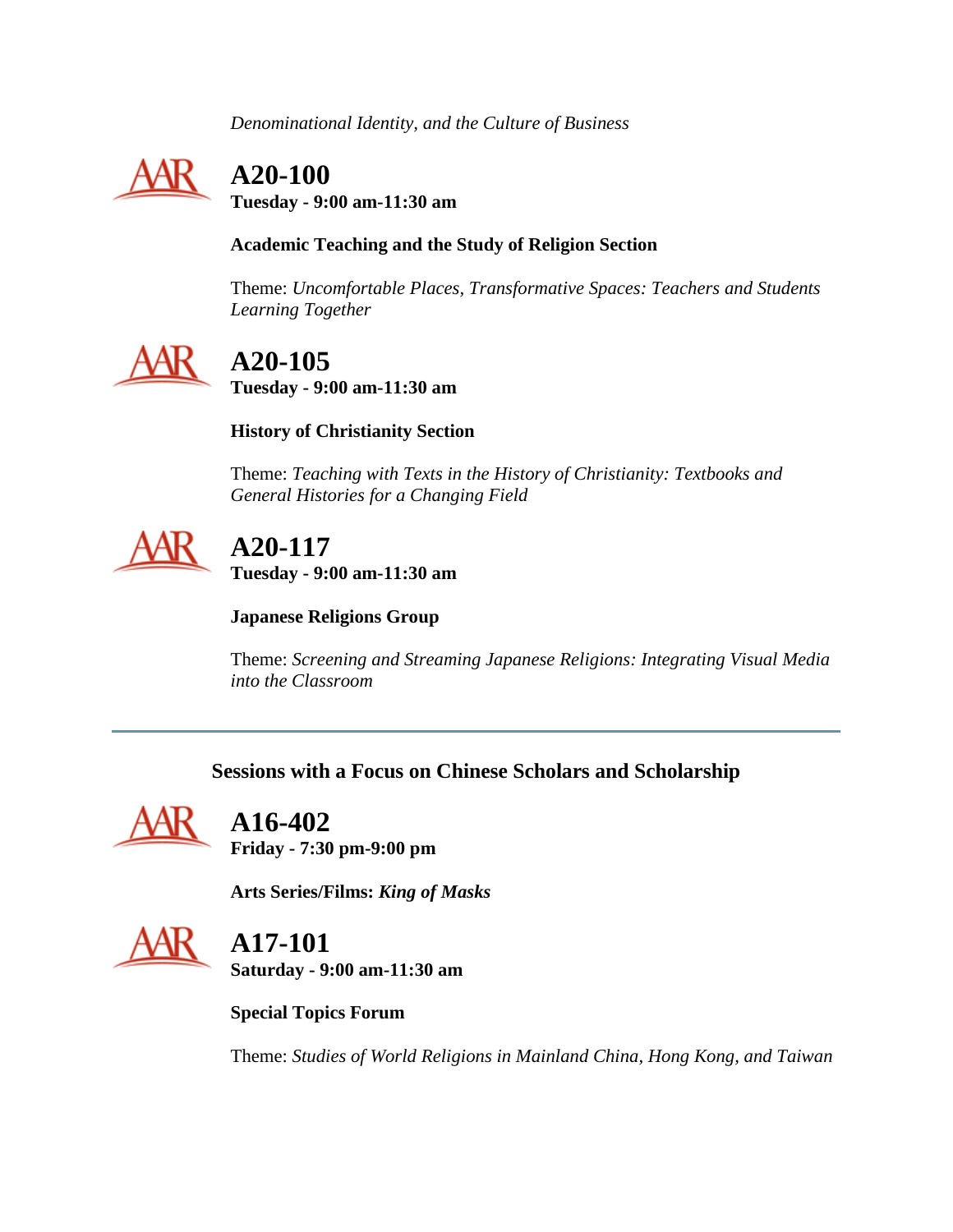*Denominational Identity, and the Culture of Business*

## A20-100

**Tuesday - 9:00 am-11:30 am**

**Academic Teaching and the Study of Religion Section**

Theme: *Uncomfortable Places, Transformative Spaces: Teachers and Students Learning Together*

## A20-105

**Tuesday - 9:00 am-11:30 am**

**History of Christianity Section**

Theme: *Teaching with Texts in the History of Christianity: Textbooks and General Histories for a Changing Field*

## A20-117

**Tuesday - 9:00 am-11:30 am**

**Japanese Religions Group**

Theme: *Screening and Streaming Japanese Religions: Integrating Visual Media into the Classroom*

---

### Sessions with a Focus on Chinese Scholars and Scholarship

## A16-402

**Friday - 7:30 pm-9:00 pm**

**Arts Series/Films: *King of Masks***

## A17-101

**Saturday - 9:00 am-11:30 am**

**Special Topics Forum**

Theme: *Studies of World Religions in Mainland China, Hong Kong, and Taiwan*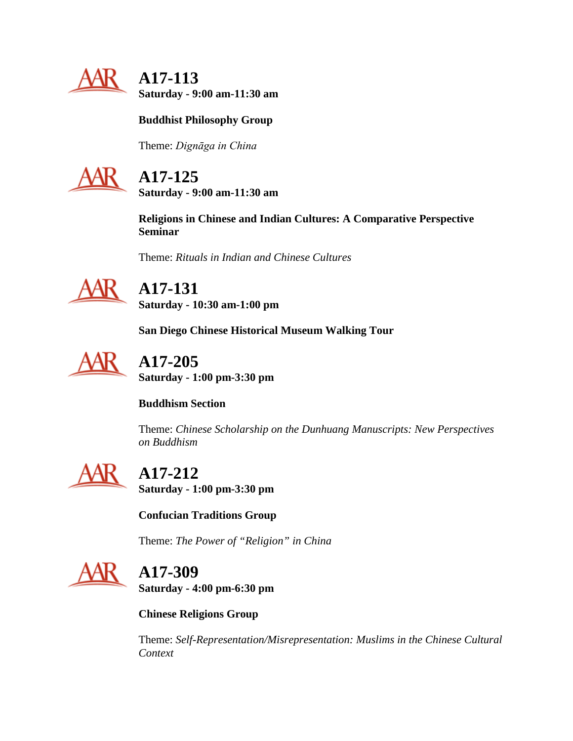## A17-113

**Saturday - 9:00 am-11:30 am**

**Buddhist Philosophy Group**

Theme: *Dignāga in China*

## A17-125

**Saturday - 9:00 am-11:30 am**

**Religions in Chinese and Indian Cultures: A Comparative Perspective Seminar**

Theme: *Rituals in Indian and Chinese Cultures*

## A17-131

**Saturday - 10:30 am-1:00 pm**

**San Diego Chinese Historical Museum Walking Tour**

## A17-205

**Saturday - 1:00 pm-3:30 pm**

**Buddhism Section**

Theme: *Chinese Scholarship on the Dunhuang Manuscripts: New Perspectives on Buddhism*

## A17-212

**Saturday - 1:00 pm-3:30 pm**

**Confucian Traditions Group**

Theme: *The Power of "Religion" in China*

## A17-309

**Saturday - 4:00 pm-6:30 pm**

**Chinese Religions Group**

Theme: *Self-Representation/Misrepresentation: Muslims in the Chinese Cultural Context*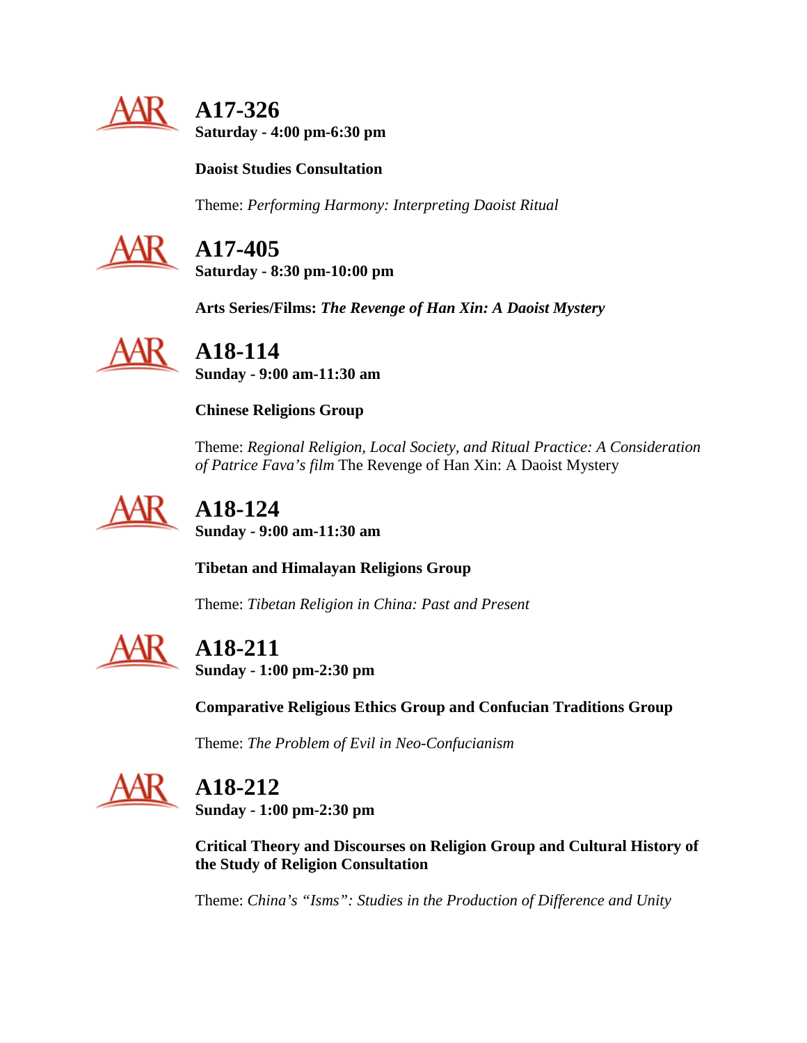## A17-326

**Saturday - 4:00 pm-6:30 pm**

**Daoist Studies Consultation**

Theme: *Performing Harmony: Interpreting Daoist Ritual*

## A17-405

**Saturday - 8:30 pm-10:00 pm**

**Arts Series/Films: *The Revenge of Han Xin: A Daoist Mystery***

## A18-114

**Sunday - 9:00 am-11:30 am**

**Chinese Religions Group**

Theme: *Regional Religion, Local Society, and Ritual Practice: A Consideration of Patrice Fava's film* The Revenge of Han Xin: A Daoist Mystery

## A18-124

**Sunday - 9:00 am-11:30 am**

**Tibetan and Himalayan Religions Group**

Theme: *Tibetan Religion in China: Past and Present*

## A18-211

**Sunday - 1:00 pm-2:30 pm**

**Comparative Religious Ethics Group and Confucian Traditions Group**

Theme: *The Problem of Evil in Neo-Confucianism*

## A18-212

**Sunday - 1:00 pm-2:30 pm**

**Critical Theory and Discourses on Religion Group and Cultural History of the Study of Religion Consultation**

Theme: *China's "Isms": Studies in the Production of Difference and Unity*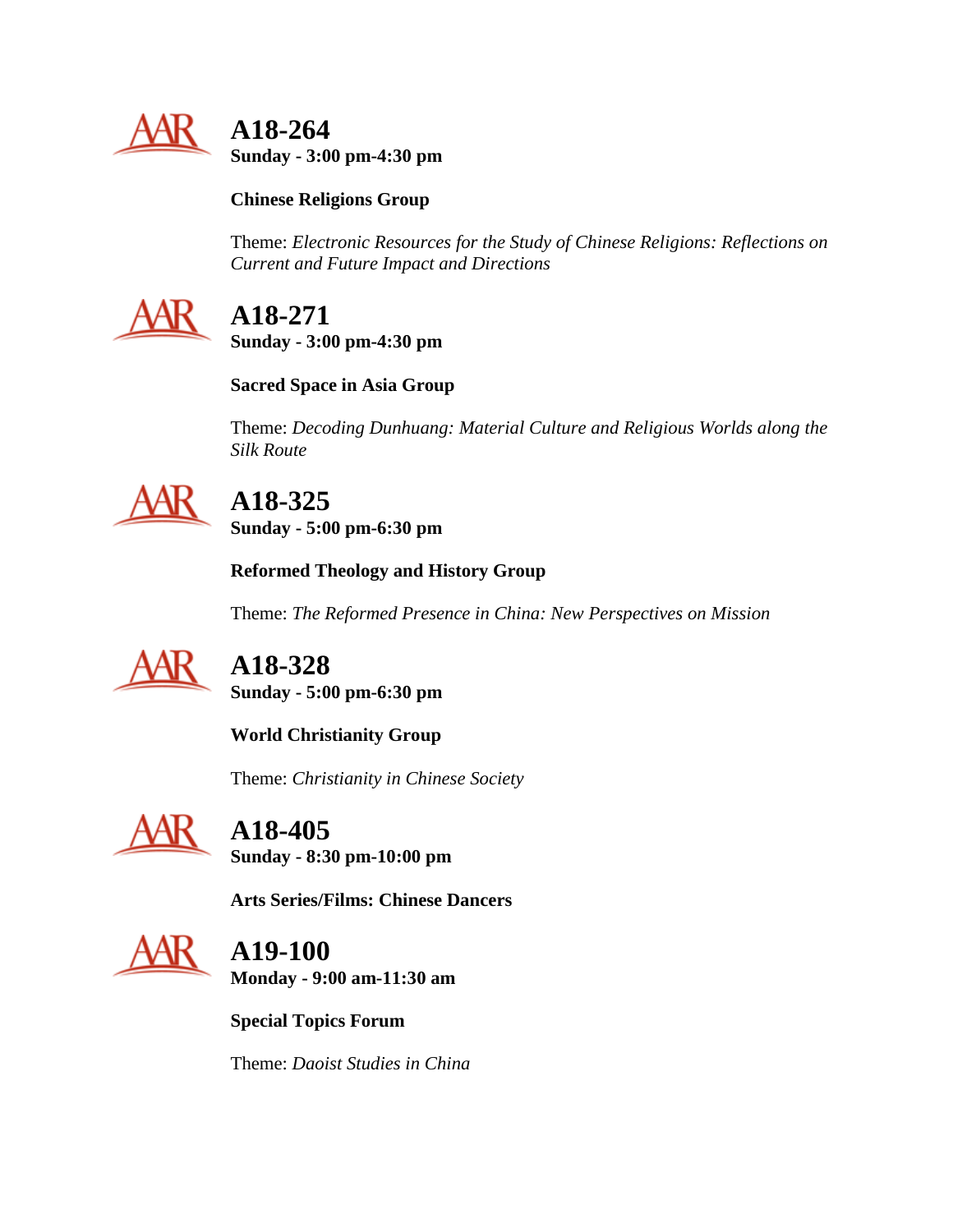## A18-264

**Sunday - 3:00 pm-4:30 pm**

**Chinese Religions Group**

Theme: *Electronic Resources for the Study of Chinese Religions: Reflections on Current and Future Impact and Directions*

## A18-271

**Sunday - 3:00 pm-4:30 pm**

**Sacred Space in Asia Group**

Theme: *Decoding Dunhuang: Material Culture and Religious Worlds along the Silk Route*

## A18-325

**Sunday - 5:00 pm-6:30 pm**

**Reformed Theology and History Group**

Theme: *The Reformed Presence in China: New Perspectives on Mission*

## A18-328

**Sunday - 5:00 pm-6:30 pm**

**World Christianity Group**

Theme: *Christianity in Chinese Society*

## A18-405

**Sunday - 8:30 pm-10:00 pm**

**Arts Series/Films: Chinese Dancers**

## A19-100

**Monday - 9:00 am-11:30 am**

**Special Topics Forum**

Theme: *Daoist Studies in China*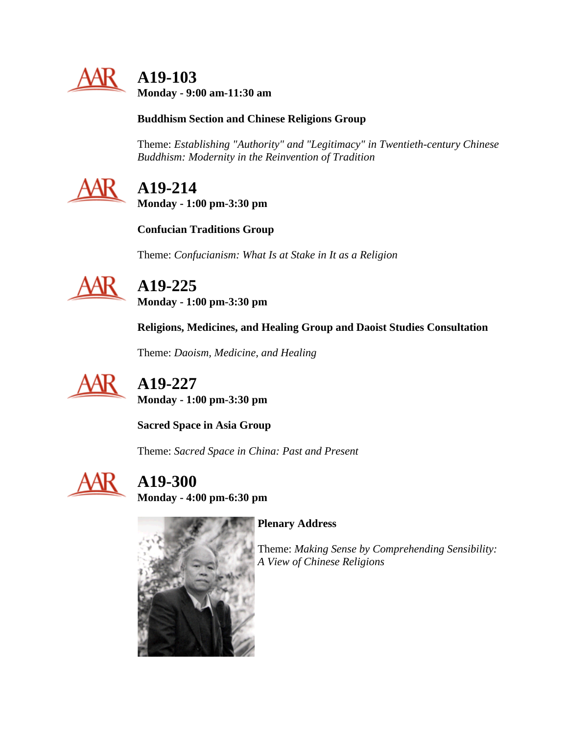## A19-103

**Monday - 9:00 am-11:30 am**

**Buddhism Section and Chinese Religions Group**

Theme: *Establishing "Authority" and "Legitimacy" in Twentieth-century Chinese Buddhism: Modernity in the Reinvention of Tradition*

## A19-214

**Monday - 1:00 pm-3:30 pm**

**Confucian Traditions Group**

Theme: *Confucianism: What Is at Stake in It as a Religion*

## A19-225

**Monday - 1:00 pm-3:30 pm**

**Religions, Medicines, and Healing Group and Daoist Studies Consultation**

Theme: *Daoism, Medicine, and Healing*

## A19-227

**Monday - 1:00 pm-3:30 pm**

**Sacred Space in Asia Group**

Theme: *Sacred Space in China: Past and Present*

## A19-300

**Monday - 4:00 pm-6:30 pm**

**Plenary Address**

Theme: *Making Sense by Comprehending Sensibility: A View of Chinese Religions*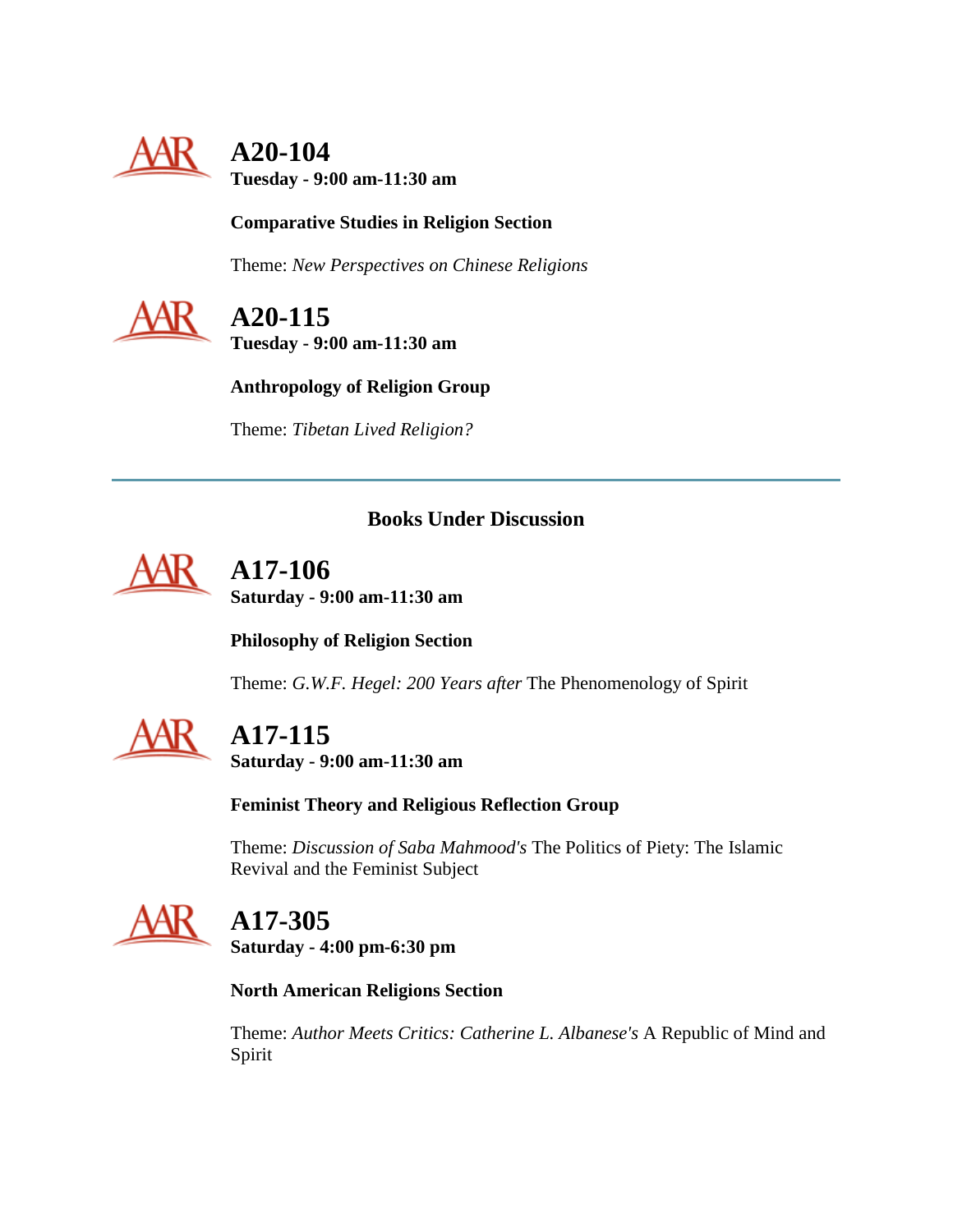## A20-104

**Tuesday - 9:00 am-11:30 am**

**Comparative Studies in Religion Section**

Theme: *New Perspectives on Chinese Religions*

## A20-115

**Tuesday - 9:00 am-11:30 am**

**Anthropology of Religion Group**

Theme: *Tibetan Lived Religion?*

---

### Books Under Discussion

## A17-106

**Saturday - 9:00 am-11:30 am**

**Philosophy of Religion Section**

Theme: *G.W.F. Hegel: 200 Years after* The Phenomenology of Spirit

## A17-115

**Saturday - 9:00 am-11:30 am**

**Feminist Theory and Religious Reflection Group**

Theme: *Discussion of Saba Mahmood's* The Politics of Piety: The Islamic Revival and the Feminist Subject

## A17-305

**Saturday - 4:00 pm-6:30 pm**

**North American Religions Section**

Theme: *Author Meets Critics: Catherine L. Albanese's* A Republic of Mind and Spirit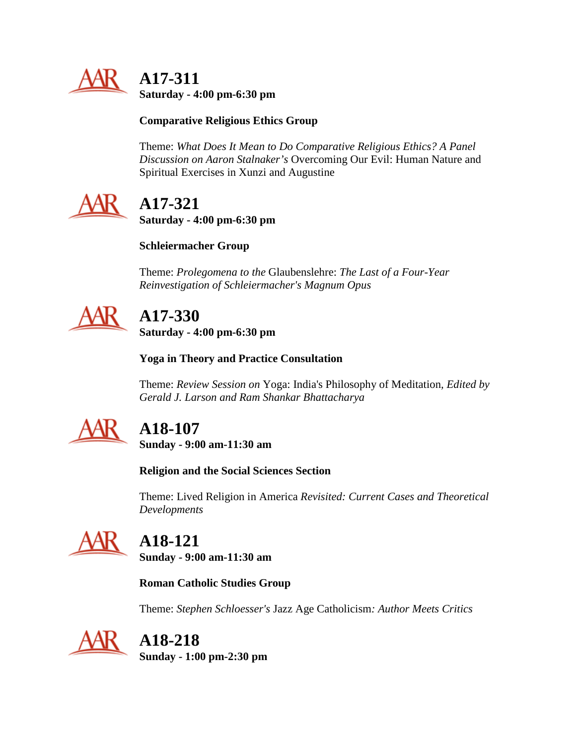## A17-311

**Saturday - 4:00 pm-6:30 pm**

**Comparative Religious Ethics Group**

Theme: *What Does It Mean to Do Comparative Religious Ethics? A Panel Discussion on Aaron Stalnaker's* Overcoming Our Evil: Human Nature and Spiritual Exercises in Xunzi and Augustine

## A17-321

**Saturday - 4:00 pm-6:30 pm**

**Schleiermacher Group**

Theme: *Prolegomena to the* Glaubenslehre: *The Last of a Four-Year Reinvestigation of Schleiermacher's Magnum Opus*

## A17-330

**Saturday - 4:00 pm-6:30 pm**

**Yoga in Theory and Practice Consultation**

Theme: *Review Session on* Yoga: India's Philosophy of Meditation*, Edited by Gerald J. Larson and Ram Shankar Bhattacharya*

## A18-107

**Sunday - 9:00 am-11:30 am**

**Religion and the Social Sciences Section**

Theme: Lived Religion in America *Revisited: Current Cases and Theoretical Developments*

## A18-121

**Sunday - 9:00 am-11:30 am**

**Roman Catholic Studies Group**

Theme: *Stephen Schloesser's* Jazz Age Catholicism*: Author Meets Critics*

## A18-218

**Sunday - 1:00 pm-2:30 pm**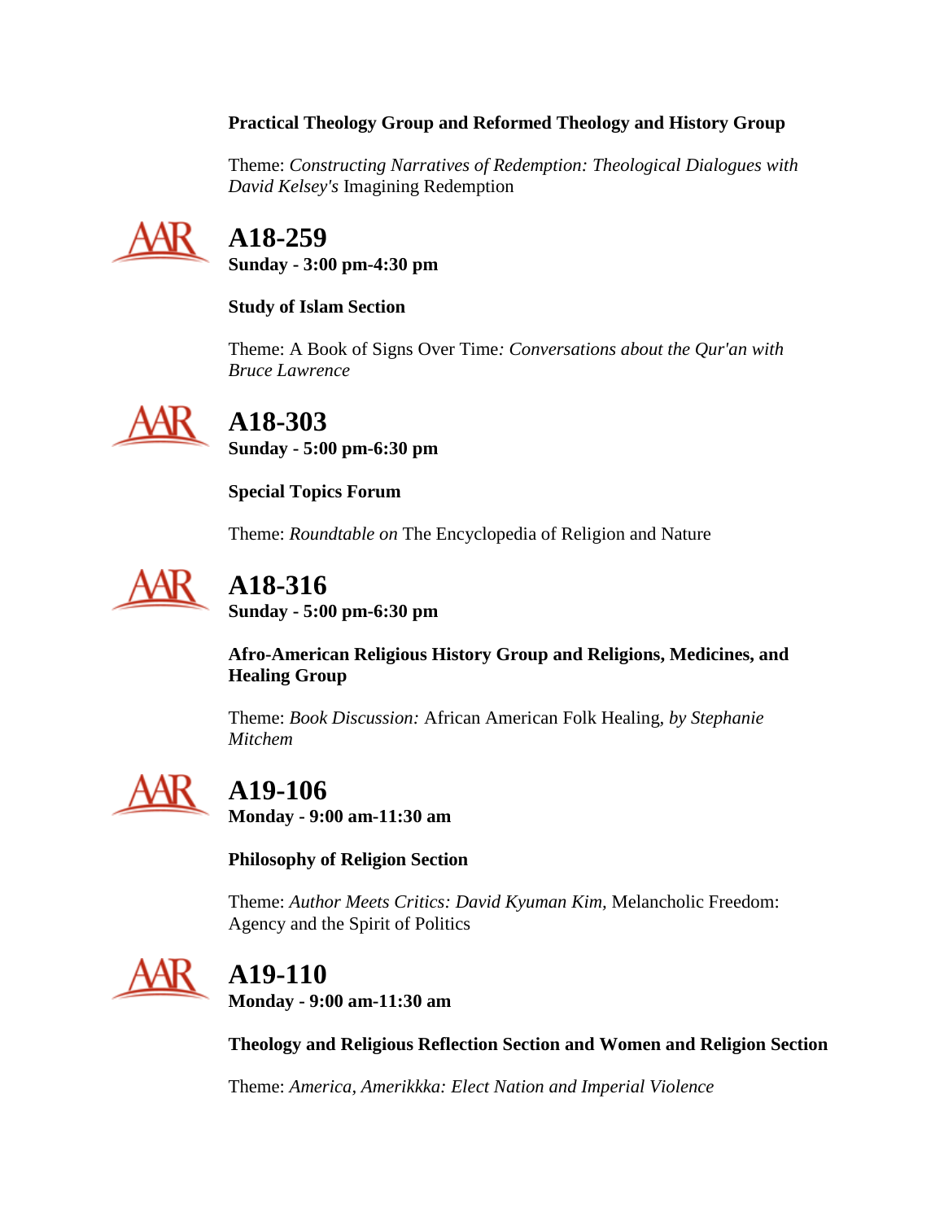**Practical Theology Group and Reformed Theology and History Group**

Theme: *Constructing Narratives of Redemption: Theological Dialogues with David Kelsey's* Imagining Redemption

# A18-259

**Sunday - 3:00 pm-4:30 pm**

**Study of Islam Section**

Theme: A Book of Signs Over Time*: Conversations about the Qur'an with Bruce Lawrence*

# A18-303

**Sunday - 5:00 pm-6:30 pm**

**Special Topics Forum**

Theme: *Roundtable on* The Encyclopedia of Religion and Nature

# A18-316

**Sunday - 5:00 pm-6:30 pm**

**Afro-American Religious History Group and Religions, Medicines, and Healing Group**

Theme: *Book Discussion:* African American Folk Healing*, by Stephanie Mitchem*

# A19-106

**Monday - 9:00 am-11:30 am**

**Philosophy of Religion Section**

Theme: *Author Meets Critics: David Kyuman Kim,* Melancholic Freedom: Agency and the Spirit of Politics

# A19-110

**Monday - 9:00 am-11:30 am**

**Theology and Religious Reflection Section and Women and Religion Section**

Theme: *America, Amerikkka: Elect Nation and Imperial Violence*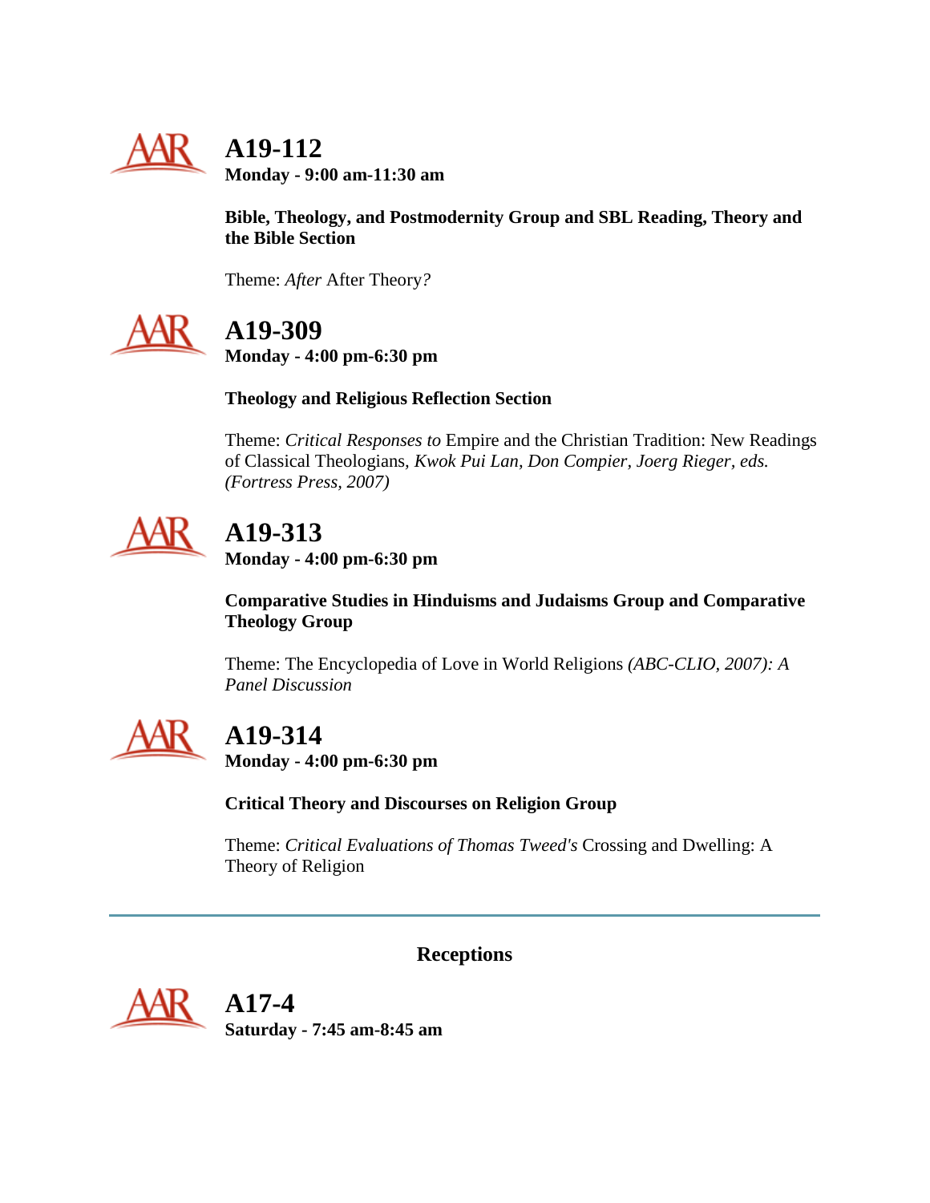## A19-112

**Monday - 9:00 am-11:30 am**

**Bible, Theology, and Postmodernity Group and SBL Reading, Theory and the Bible Section**

Theme: *After* After Theory*?*

## A19-309

**Monday - 4:00 pm-6:30 pm**

**Theology and Religious Reflection Section**

Theme: *Critical Responses to* Empire and the Christian Tradition: New Readings of Classical Theologians*, Kwok Pui Lan, Don Compier, Joerg Rieger, eds. (Fortress Press, 2007)*

## A19-313

**Monday - 4:00 pm-6:30 pm**

**Comparative Studies in Hinduisms and Judaisms Group and Comparative Theology Group**

Theme: The Encyclopedia of Love in World Religions *(ABC-CLIO, 2007): A Panel Discussion*

## A19-314

**Monday - 4:00 pm-6:30 pm**

**Critical Theory and Discourses on Religion Group**

Theme: *Critical Evaluations of Thomas Tweed's* Crossing and Dwelling: A Theory of Religion

---

### Receptions

## A17-4

**Saturday - 7:45 am-8:45 am**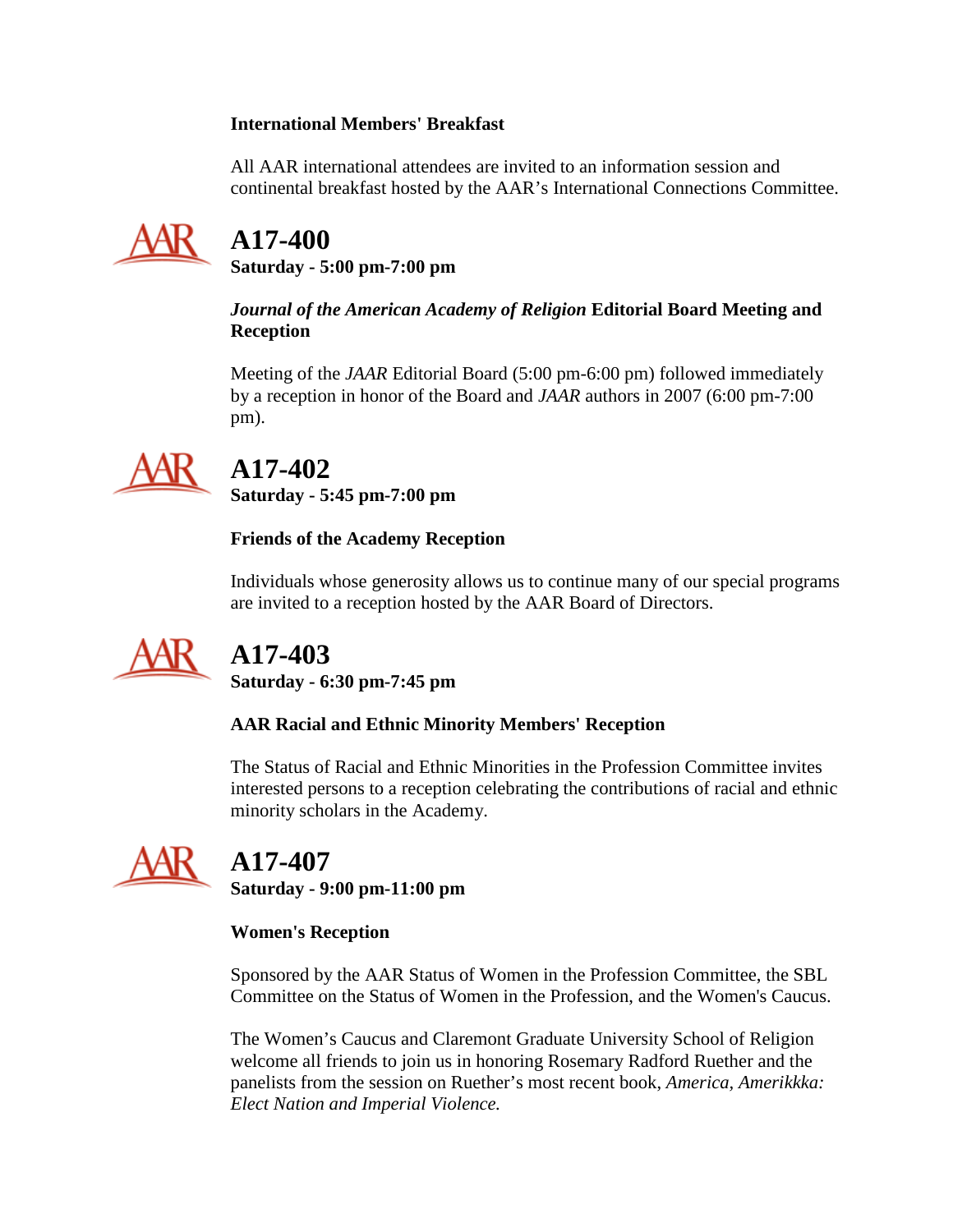**International Members' Breakfast**

All AAR international attendees are invited to an information session and continental breakfast hosted by the AAR's International Connections Committee.

# A17-400

**Saturday - 5:00 pm-7:00 pm**

***Journal of the American Academy of Religion* Editorial Board Meeting and Reception**

Meeting of the *JAAR* Editorial Board (5:00 pm-6:00 pm) followed immediately by a reception in honor of the Board and *JAAR* authors in 2007 (6:00 pm-7:00 pm).

# A17-402

**Saturday - 5:45 pm-7:00 pm**

**Friends of the Academy Reception**

Individuals whose generosity allows us to continue many of our special programs are invited to a reception hosted by the AAR Board of Directors.

# A17-403

**Saturday - 6:30 pm-7:45 pm**

**AAR Racial and Ethnic Minority Members' Reception**

The Status of Racial and Ethnic Minorities in the Profession Committee invites interested persons to a reception celebrating the contributions of racial and ethnic minority scholars in the Academy.

# A17-407

**Saturday - 9:00 pm-11:00 pm**

**Women's Reception**

Sponsored by the AAR Status of Women in the Profession Committee, the SBL Committee on the Status of Women in the Profession, and the Women's Caucus.

The Women's Caucus and Claremont Graduate University School of Religion welcome all friends to join us in honoring Rosemary Radford Ruether and the panelists from the session on Ruether's most recent book, *America, Amerikkka: Elect Nation and Imperial Violence.*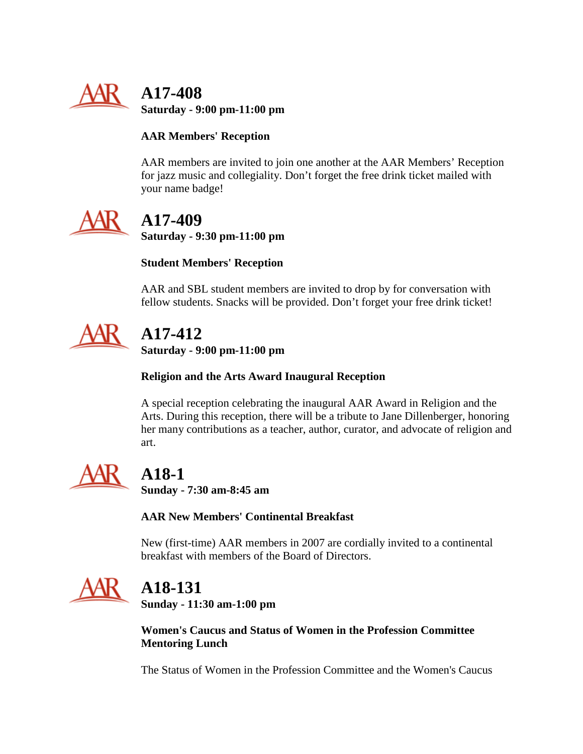## A17-408

**Saturday - 9:00 pm-11:00 pm**

**AAR Members' Reception**

AAR members are invited to join one another at the AAR Members' Reception for jazz music and collegiality. Don't forget the free drink ticket mailed with your name badge!

## A17-409

**Saturday - 9:30 pm-11:00 pm**

**Student Members' Reception**

AAR and SBL student members are invited to drop by for conversation with fellow students. Snacks will be provided. Don't forget your free drink ticket!

## A17-412

**Saturday - 9:00 pm-11:00 pm**

**Religion and the Arts Award Inaugural Reception**

A special reception celebrating the inaugural AAR Award in Religion and the Arts. During this reception, there will be a tribute to Jane Dillenberger, honoring her many contributions as a teacher, author, curator, and advocate of religion and art.

## A18-1

**Sunday - 7:30 am-8:45 am**

**AAR New Members' Continental Breakfast**

New (first-time) AAR members in 2007 are cordially invited to a continental breakfast with members of the Board of Directors.

## A18-131

**Sunday - 11:30 am-1:00 pm**

**Women's Caucus and Status of Women in the Profession Committee Mentoring Lunch**

The Status of Women in the Profession Committee and the Women's Caucus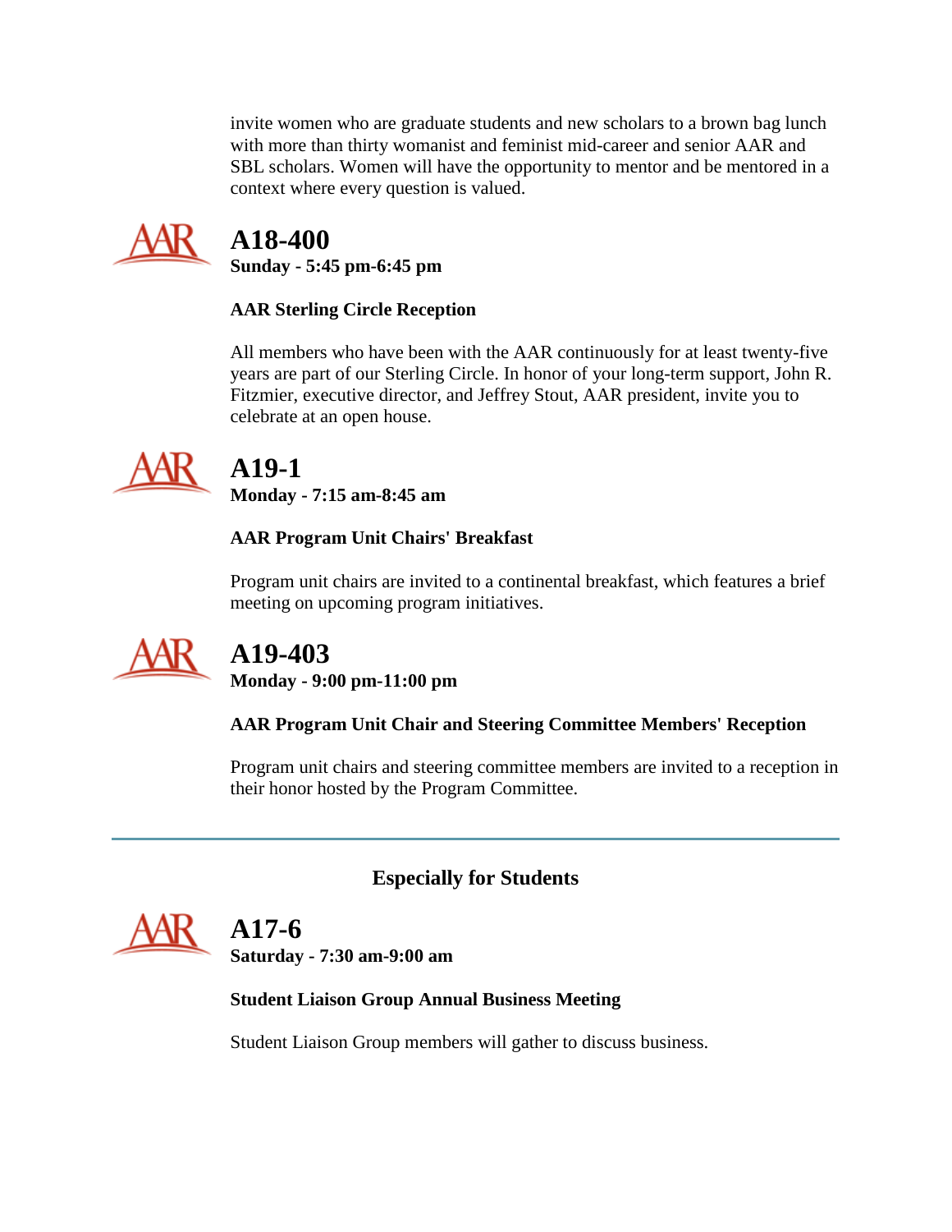invite women who are graduate students and new scholars to a brown bag lunch with more than thirty womanist and feminist mid-career and senior AAR and SBL scholars. Women will have the opportunity to mentor and be mentored in a context where every question is valued.

## A18-400

**Sunday - 5:45 pm-6:45 pm**

**AAR Sterling Circle Reception**

All members who have been with the AAR continuously for at least twenty-five years are part of our Sterling Circle. In honor of your long-term support, John R. Fitzmier, executive director, and Jeffrey Stout, AAR president, invite you to celebrate at an open house.

## A19-1

**Monday - 7:15 am-8:45 am**

**AAR Program Unit Chairs' Breakfast**

Program unit chairs are invited to a continental breakfast, which features a brief meeting on upcoming program initiatives.

## A19-403

**Monday - 9:00 pm-11:00 pm**

**AAR Program Unit Chair and Steering Committee Members' Reception**

Program unit chairs and steering committee members are invited to a reception in their honor hosted by the Program Committee.

---

### Especially for Students

## A17-6

**Saturday - 7:30 am-9:00 am**

**Student Liaison Group Annual Business Meeting**

Student Liaison Group members will gather to discuss business.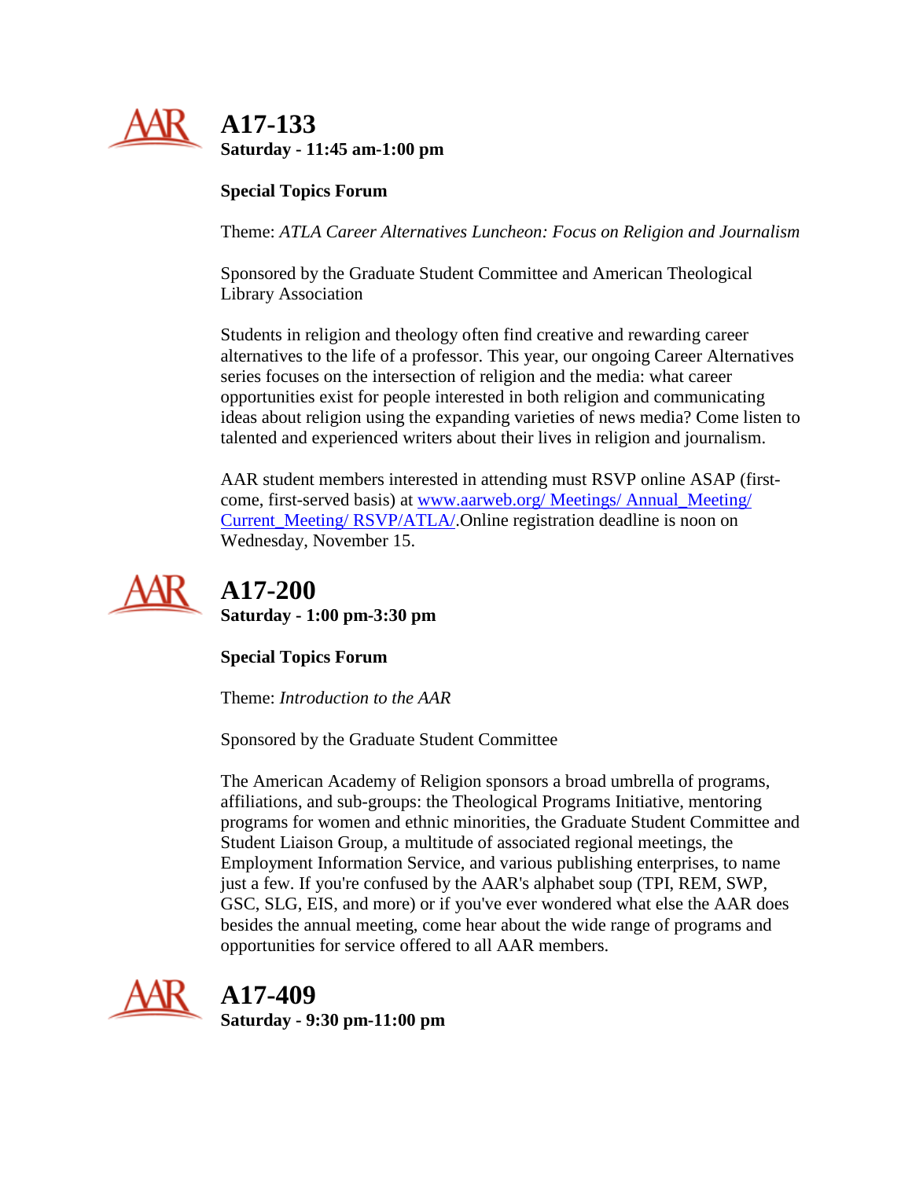## A17-133

**Saturday - 11:45 am-1:00 pm**

**Special Topics Forum**

Theme: *ATLA Career Alternatives Luncheon: Focus on Religion and Journalism*

Sponsored by the Graduate Student Committee and American Theological Library Association

Students in religion and theology often find creative and rewarding career alternatives to the life of a professor. This year, our ongoing Career Alternatives series focuses on the intersection of religion and the media: what career opportunities exist for people interested in both religion and communicating ideas about religion using the expanding varieties of news media? Come listen to talented and experienced writers about their lives in religion and journalism.

AAR student members interested in attending must RSVP online ASAP (first-come, first-served basis) at www.aarweb.org/ Meetings/ Annual_Meeting/ Current_Meeting/ RSVP/ATLA/.Online registration deadline is noon on Wednesday, November 15.

## A17-200

**Saturday - 1:00 pm-3:30 pm**

**Special Topics Forum**

Theme: *Introduction to the AAR*

Sponsored by the Graduate Student Committee

The American Academy of Religion sponsors a broad umbrella of programs, affiliations, and sub-groups: the Theological Programs Initiative, mentoring programs for women and ethnic minorities, the Graduate Student Committee and Student Liaison Group, a multitude of associated regional meetings, the Employment Information Service, and various publishing enterprises, to name just a few. If you're confused by the AAR's alphabet soup (TPI, REM, SWP, GSC, SLG, EIS, and more) or if you've ever wondered what else the AAR does besides the annual meeting, come hear about the wide range of programs and opportunities for service offered to all AAR members.

## A17-409

**Saturday - 9:30 pm-11:00 pm**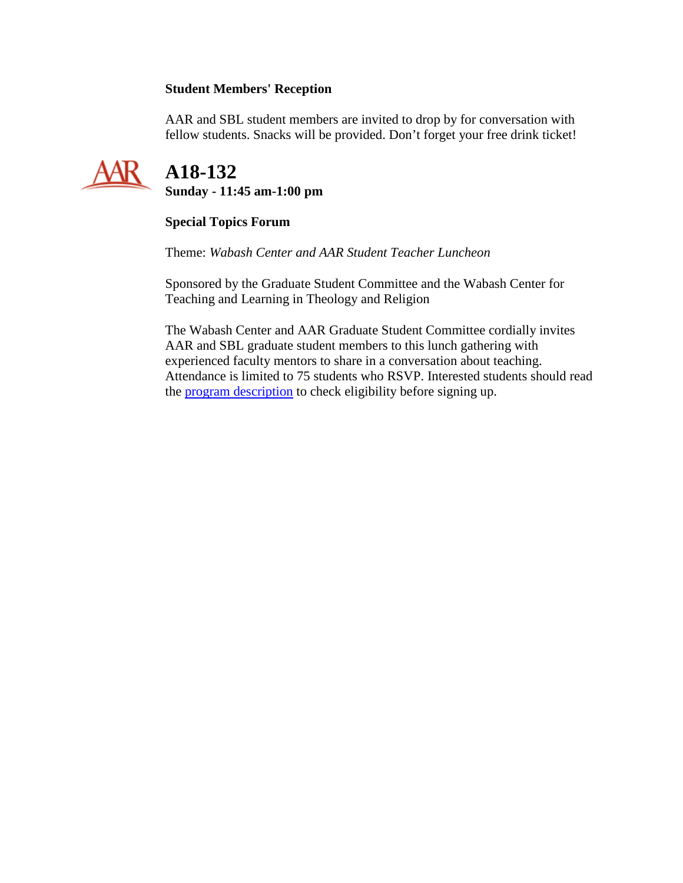**Student Members' Reception**

AAR and SBL student members are invited to drop by for conversation with fellow students. Snacks will be provided. Don't forget your free drink ticket!

# A18-132

**Sunday - 11:45 am-1:00 pm**

**Special Topics Forum**

Theme: *Wabash Center and AAR Student Teacher Luncheon*

Sponsored by the Graduate Student Committee and the Wabash Center for Teaching and Learning in Theology and Religion

The Wabash Center and AAR Graduate Student Committee cordially invites AAR and SBL graduate student members to this lunch gathering with experienced faculty mentors to share in a conversation about teaching. Attendance is limited to 75 students who RSVP. Interested students should read the program description to check eligibility before signing up.